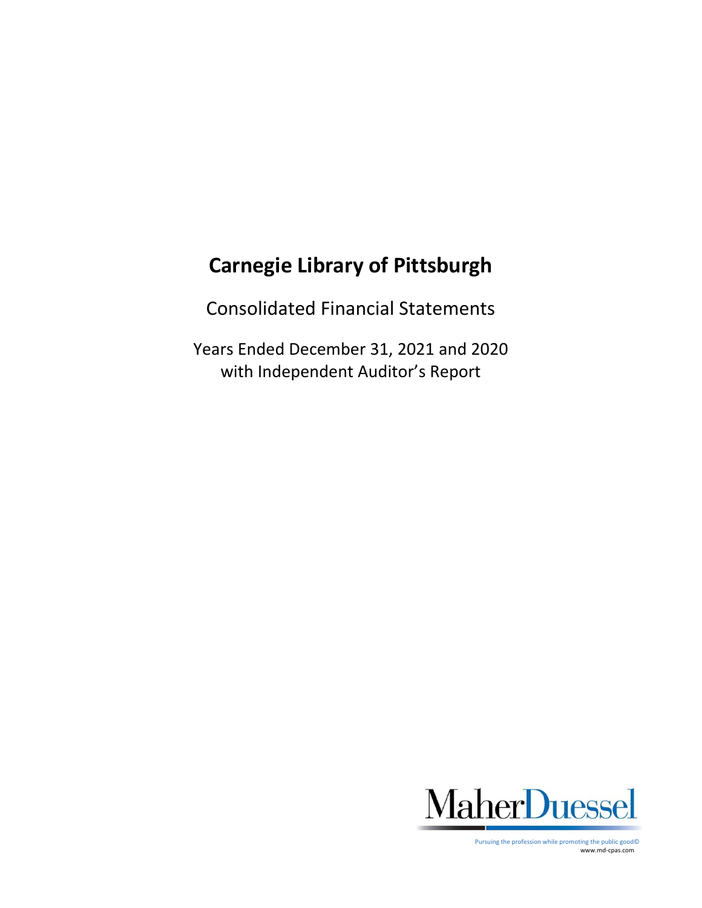# Carnegie Library of Pittsburgh

Consolidated Financial Statements

Years Ended December 31, 2021 and 2020
with Independent Auditor's Report

MaherDuessel

Pursuing the profession while promoting the public good©
www.md-cpas.com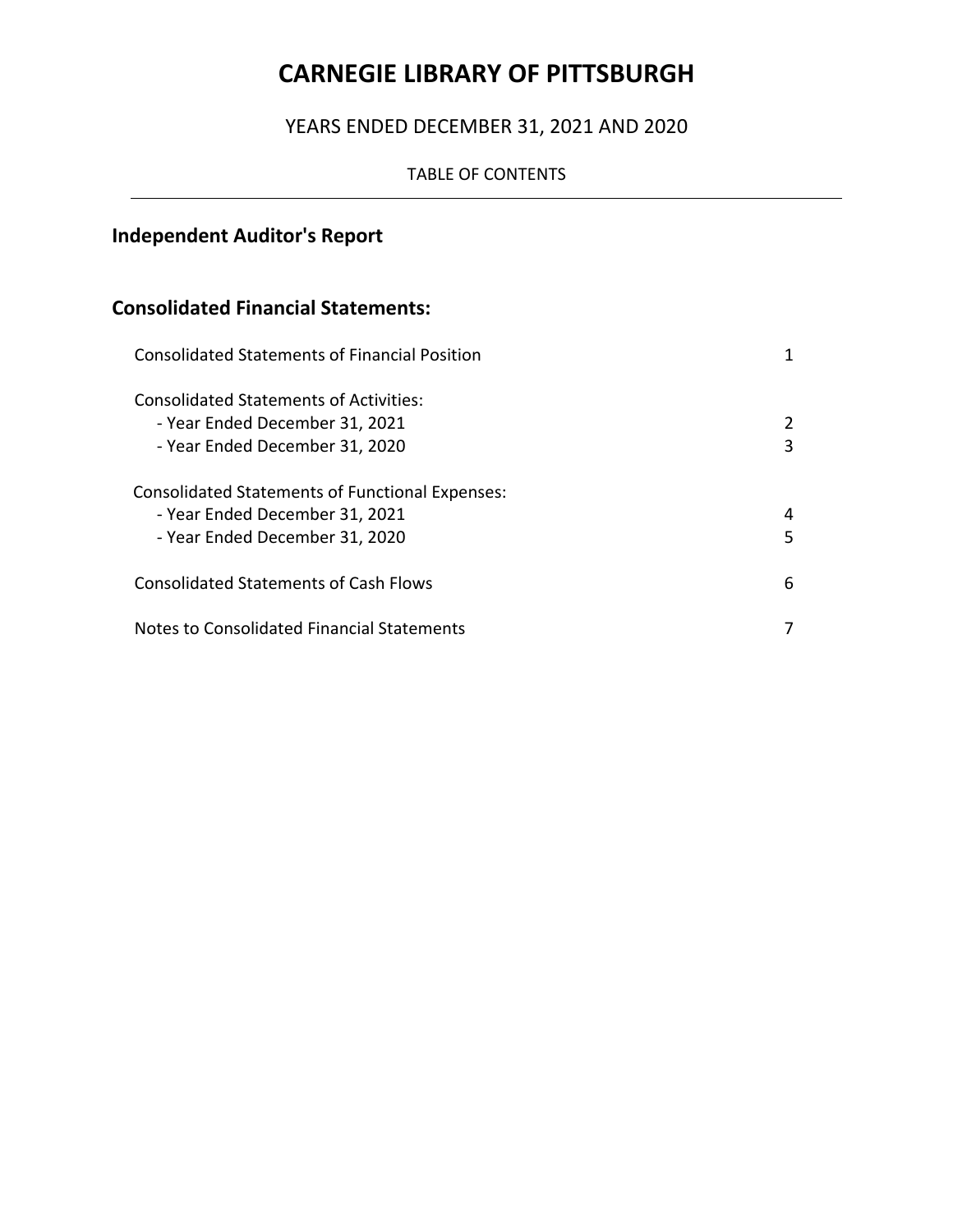# CARNEGIE LIBRARY OF PITTSBURGH

YEARS ENDED DECEMBER 31, 2021 AND 2020

TABLE OF CONTENTS

---

## Independent Auditor's Report

## Consolidated Financial Statements:

| | |
|---|---|
| Consolidated Statements of Financial Position | 1 |
| Consolidated Statements of Activities: | |
| - Year Ended December 31, 2021 | 2 |
| - Year Ended December 31, 2020 | 3 |
| Consolidated Statements of Functional Expenses: | |
| - Year Ended December 31, 2021 | 4 |
| - Year Ended December 31, 2020 | 5 |
| Consolidated Statements of Cash Flows | 6 |
| Notes to Consolidated Financial Statements | 7 |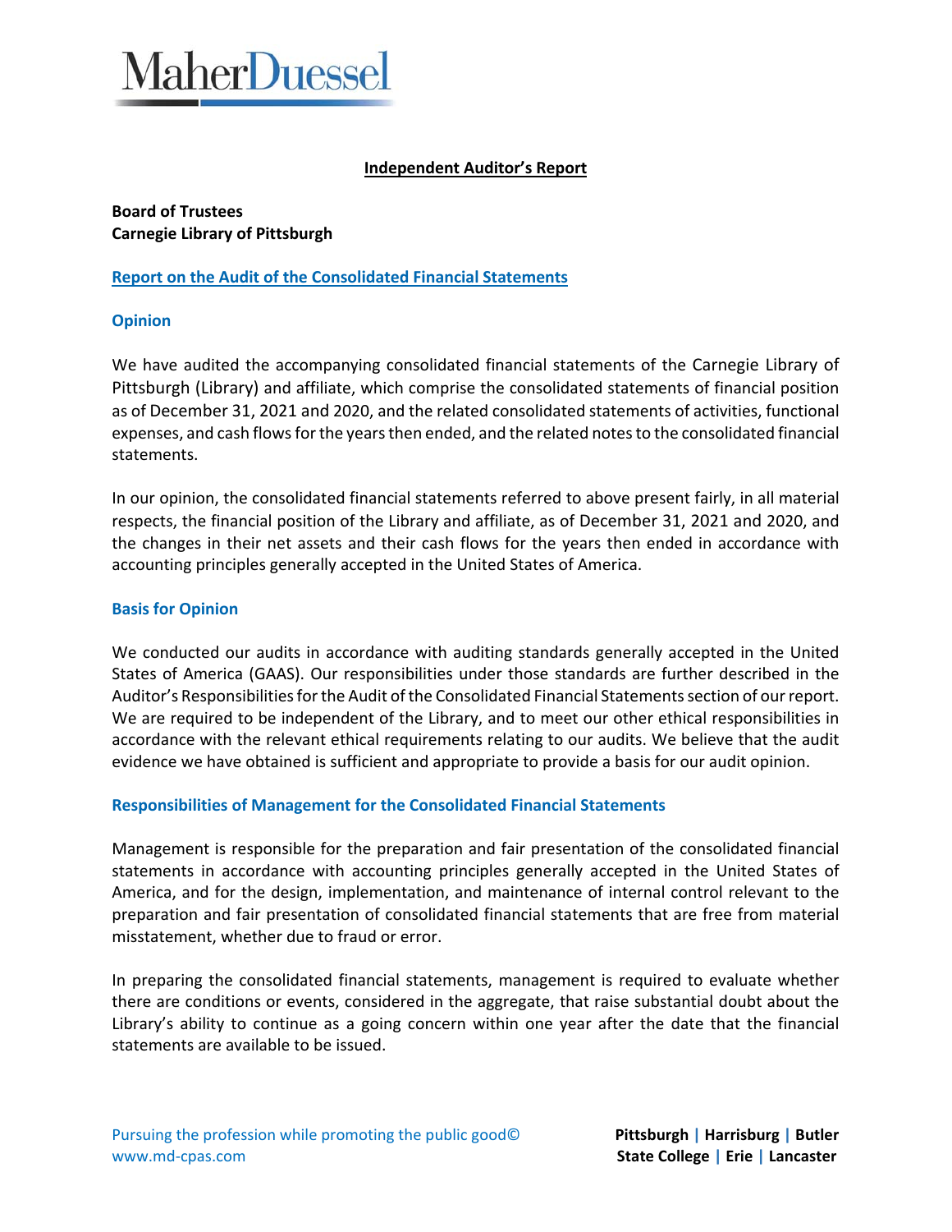MaherDuessel

**Independent Auditor's Report**

**Board of Trustees**
**Carnegie Library of Pittsburgh**

## Report on the Audit of the Consolidated Financial Statements

### Opinion

We have audited the accompanying consolidated financial statements of the Carnegie Library of Pittsburgh (Library) and affiliate, which comprise the consolidated statements of financial position as of December 31, 2021 and 2020, and the related consolidated statements of activities, functional expenses, and cash flows for the years then ended, and the related notes to the consolidated financial statements.

In our opinion, the consolidated financial statements referred to above present fairly, in all material respects, the financial position of the Library and affiliate, as of December 31, 2021 and 2020, and the changes in their net assets and their cash flows for the years then ended in accordance with accounting principles generally accepted in the United States of America.

### Basis for Opinion

We conducted our audits in accordance with auditing standards generally accepted in the United States of America (GAAS). Our responsibilities under those standards are further described in the Auditor's Responsibilities for the Audit of the Consolidated Financial Statements section of our report. We are required to be independent of the Library, and to meet our other ethical responsibilities in accordance with the relevant ethical requirements relating to our audits. We believe that the audit evidence we have obtained is sufficient and appropriate to provide a basis for our audit opinion.

### Responsibilities of Management for the Consolidated Financial Statements

Management is responsible for the preparation and fair presentation of the consolidated financial statements in accordance with accounting principles generally accepted in the United States of America, and for the design, implementation, and maintenance of internal control relevant to the preparation and fair presentation of consolidated financial statements that are free from material misstatement, whether due to fraud or error.

In preparing the consolidated financial statements, management is required to evaluate whether there are conditions or events, considered in the aggregate, that raise substantial doubt about the Library's ability to continue as a going concern within one year after the date that the financial statements are available to be issued.

Pursuing the profession while promoting the public good©
www.md-cpas.com

**Pittsburgh | Harrisburg | Butler**
**State College | Erie | Lancaster**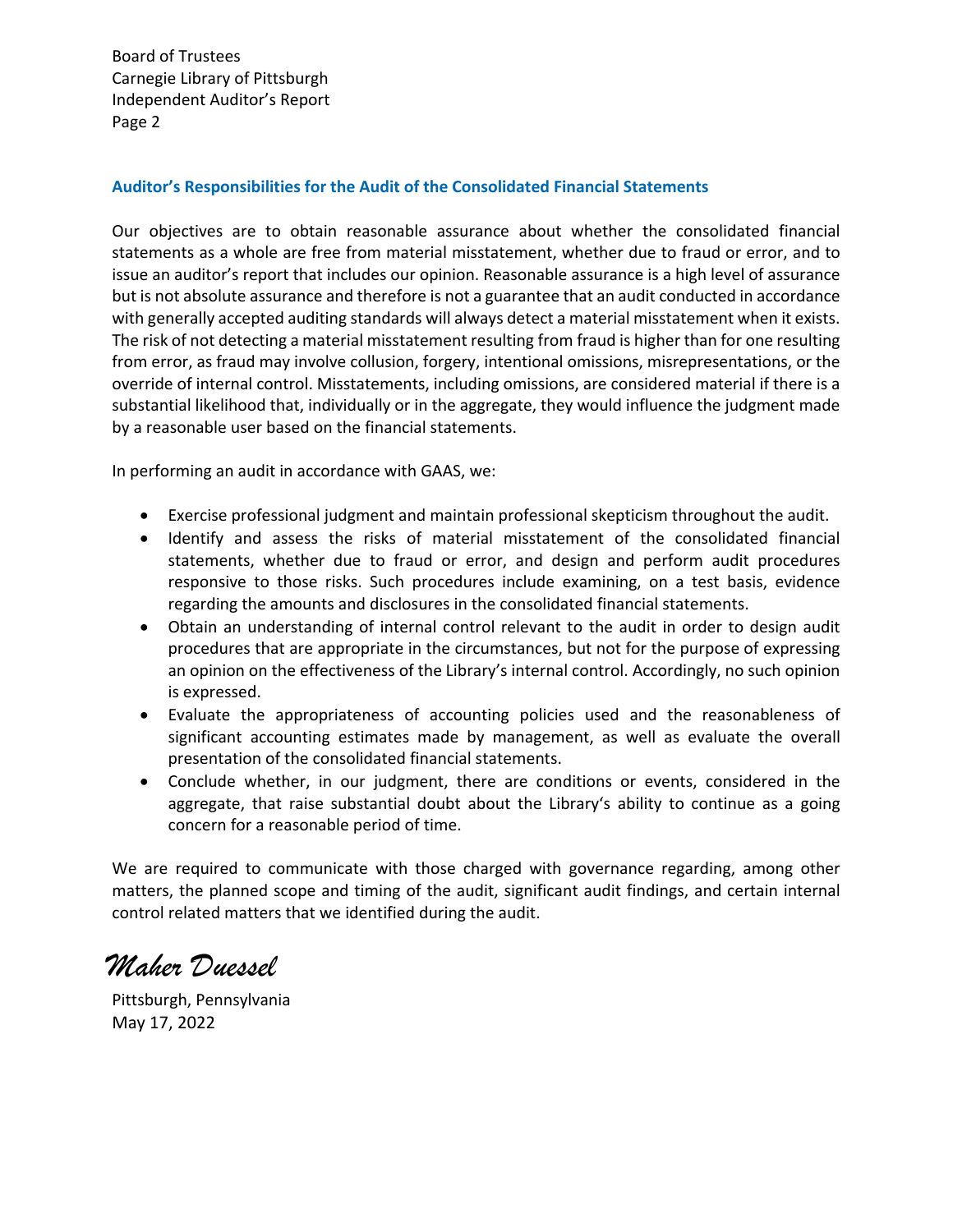## Auditor's Responsibilities for the Audit of the Consolidated Financial Statements

Our objectives are to obtain reasonable assurance about whether the consolidated financial statements as a whole are free from material misstatement, whether due to fraud or error, and to issue an auditor's report that includes our opinion. Reasonable assurance is a high level of assurance but is not absolute assurance and therefore is not a guarantee that an audit conducted in accordance with generally accepted auditing standards will always detect a material misstatement when it exists. The risk of not detecting a material misstatement resulting from fraud is higher than for one resulting from error, as fraud may involve collusion, forgery, intentional omissions, misrepresentations, or the override of internal control. Misstatements, including omissions, are considered material if there is a substantial likelihood that, individually or in the aggregate, they would influence the judgment made by a reasonable user based on the financial statements.

In performing an audit in accordance with GAAS, we:

- Exercise professional judgment and maintain professional skepticism throughout the audit.
- Identify and assess the risks of material misstatement of the consolidated financial statements, whether due to fraud or error, and design and perform audit procedures responsive to those risks. Such procedures include examining, on a test basis, evidence regarding the amounts and disclosures in the consolidated financial statements.
- Obtain an understanding of internal control relevant to the audit in order to design audit procedures that are appropriate in the circumstances, but not for the purpose of expressing an opinion on the effectiveness of the Library's internal control. Accordingly, no such opinion is expressed.
- Evaluate the appropriateness of accounting policies used and the reasonableness of significant accounting estimates made by management, as well as evaluate the overall presentation of the consolidated financial statements.
- Conclude whether, in our judgment, there are conditions or events, considered in the aggregate, that raise substantial doubt about the Library's ability to continue as a going concern for a reasonable period of time.

We are required to communicate with those charged with governance regarding, among other matters, the planned scope and timing of the audit, significant audit findings, and certain internal control related matters that we identified during the audit.

*Maher Duessel*

Pittsburgh, Pennsylvania
May 17, 2022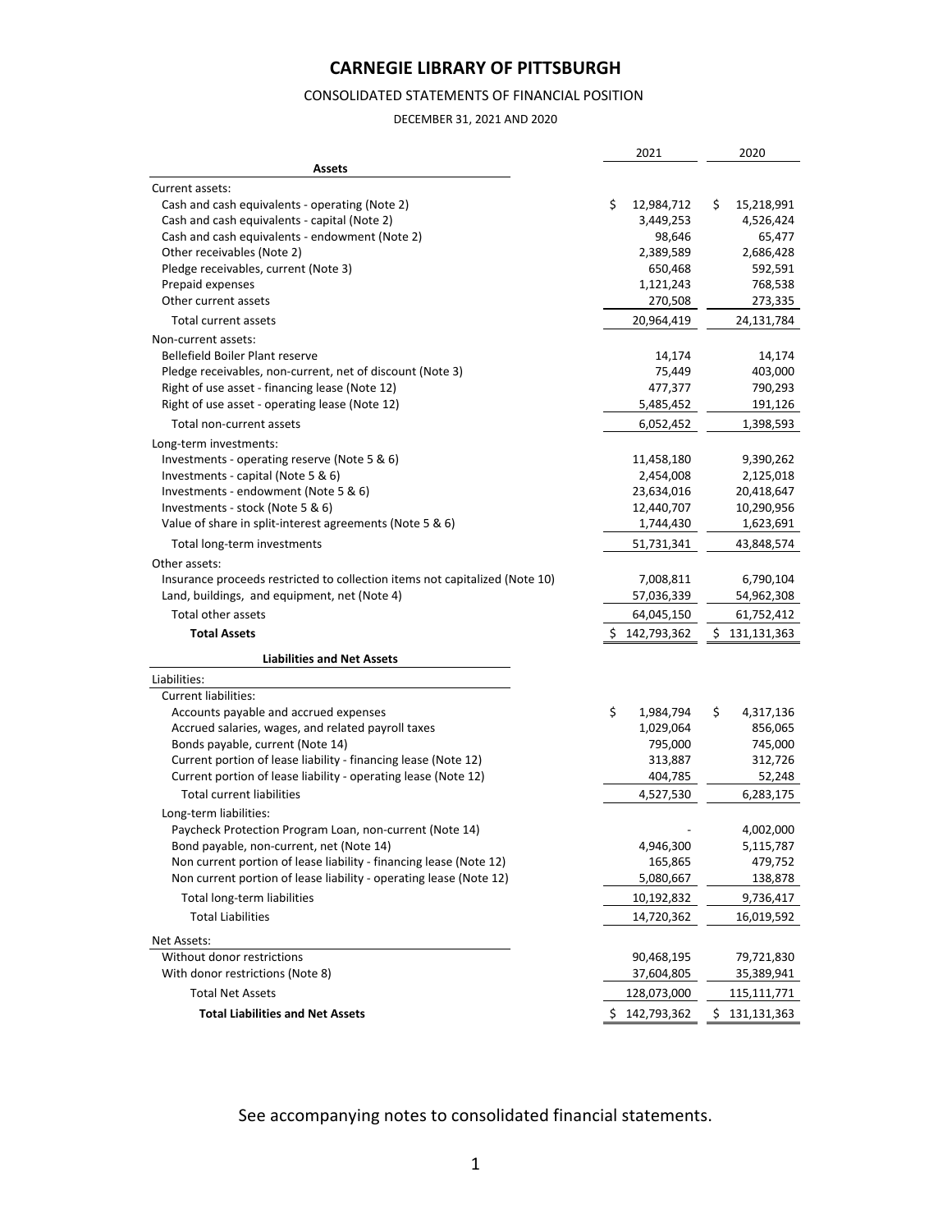# CARNEGIE LIBRARY OF PITTSBURGH

## CONSOLIDATED STATEMENTS OF FINANCIAL POSITION

DECEMBER 31, 2021 AND 2020

| | 2021 | 2020 |
|---|---|---|
| **Assets** | | |
| Current assets: | | |
| Cash and cash equivalents - operating (Note 2) | $ 12,984,712 | $ 15,218,991 |
| Cash and cash equivalents - capital (Note 2) | 3,449,253 | 4,526,424 |
| Cash and cash equivalents - endowment (Note 2) | 98,646 | 65,477 |
| Other receivables (Note 2) | 2,389,589 | 2,686,428 |
| Pledge receivables, current (Note 3) | 650,468 | 592,591 |
| Prepaid expenses | 1,121,243 | 768,538 |
| Other current assets | 270,508 | 273,335 |
| Total current assets | 20,964,419 | 24,131,784 |
| Non-current assets: | | |
| Bellefield Boiler Plant reserve | 14,174 | 14,174 |
| Pledge receivables, non-current, net of discount (Note 3) | 75,449 | 403,000 |
| Right of use asset - financing lease (Note 12) | 477,377 | 790,293 |
| Right of use asset - operating lease (Note 12) | 5,485,452 | 191,126 |
| Total non-current assets | 6,052,452 | 1,398,593 |
| Long-term investments: | | |
| Investments - operating reserve (Note 5 & 6) | 11,458,180 | 9,390,262 |
| Investments - capital (Note 5 & 6) | 2,454,008 | 2,125,018 |
| Investments - endowment (Note 5 & 6) | 23,634,016 | 20,418,647 |
| Investments - stock (Note 5 & 6) | 12,440,707 | 10,290,956 |
| Value of share in split-interest agreements (Note 5 & 6) | 1,744,430 | 1,623,691 |
| Total long-term investments | 51,731,341 | 43,848,574 |
| Other assets: | | |
| Insurance proceeds restricted to collection items not capitalized (Note 10) | 7,008,811 | 6,790,104 |
| Land, buildings, and equipment, net (Note 4) | 57,036,339 | 54,962,308 |
| Total other assets | 64,045,150 | 61,752,412 |
| **Total Assets** | $ 142,793,362 | $ 131,131,363 |
| **Liabilities and Net Assets** | | |
| Liabilities: | | |
| Current liabilities: | | |
| Accounts payable and accrued expenses | $ 1,984,794 | $ 4,317,136 |
| Accrued salaries, wages, and related payroll taxes | 1,029,064 | 856,065 |
| Bonds payable, current (Note 14) | 795,000 | 745,000 |
| Current portion of lease liability - financing lease (Note 12) | 313,887 | 312,726 |
| Current portion of lease liability - operating lease (Note 12) | 404,785 | 52,248 |
| Total current liabilities | 4,527,530 | 6,283,175 |
| Long-term liabilities: | | |
| Paycheck Protection Program Loan, non-current (Note 14) | - | 4,002,000 |
| Bond payable, non-current, net (Note 14) | 4,946,300 | 5,115,787 |
| Non current portion of lease liability - financing lease (Note 12) | 165,865 | 479,752 |
| Non current portion of lease liability - operating lease (Note 12) | 5,080,667 | 138,878 |
| Total long-term liabilities | 10,192,832 | 9,736,417 |
| Total Liabilities | 14,720,362 | 16,019,592 |
| Net Assets: | | |
| Without donor restrictions | 90,468,195 | 79,721,830 |
| With donor restrictions (Note 8) | 37,604,805 | 35,389,941 |
| Total Net Assets | 128,073,000 | 115,111,771 |
| **Total Liabilities and Net Assets** | $ 142,793,362 | $ 131,131,363 |

See accompanying notes to consolidated financial statements.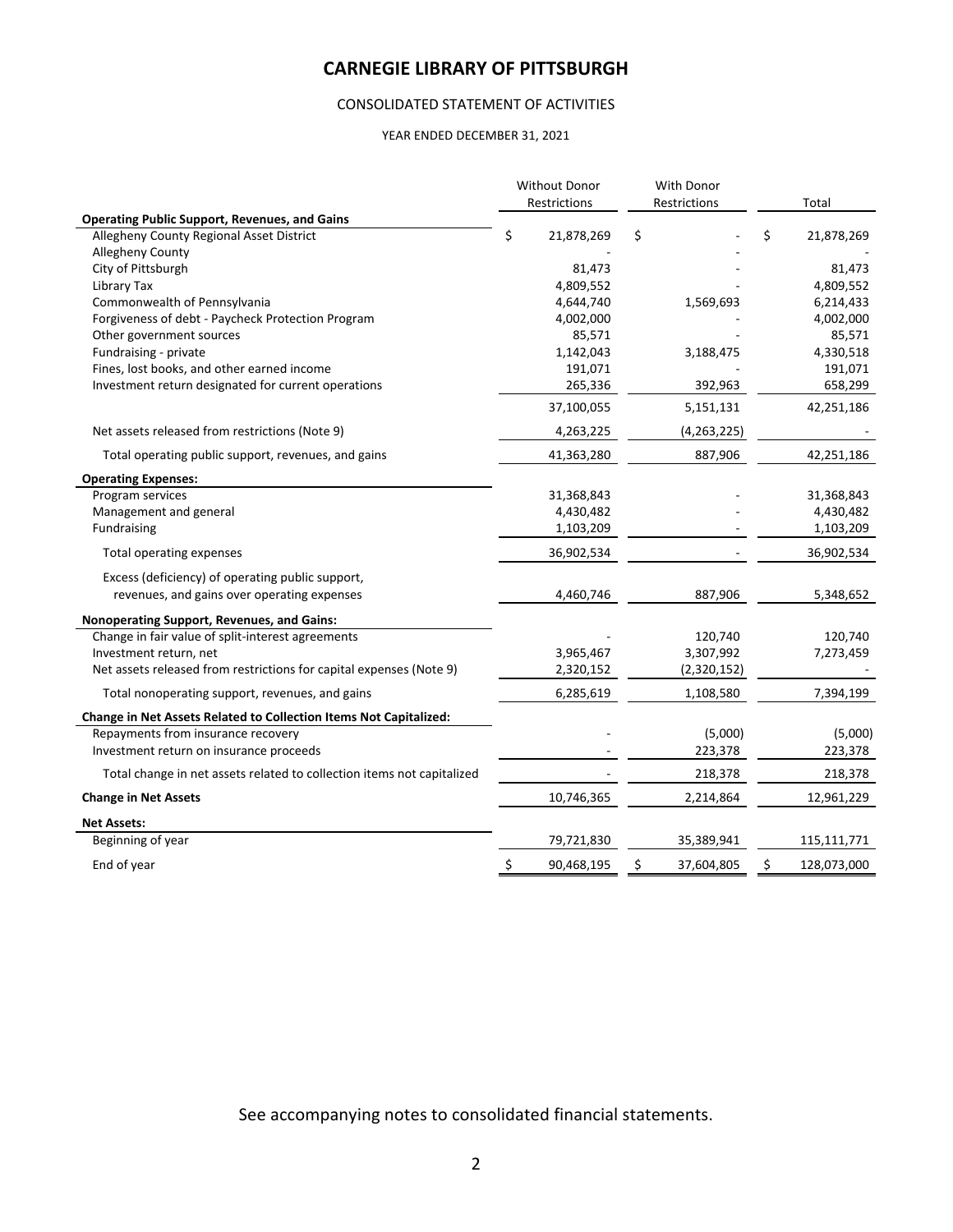# CARNEGIE LIBRARY OF PITTSBURGH

CONSOLIDATED STATEMENT OF ACTIVITIES

YEAR ENDED DECEMBER 31, 2021

| | Without Donor Restrictions | With Donor Restrictions | Total |
|---|---|---|---|
| **Operating Public Support, Revenues, and Gains** | | | |
| Allegheny County Regional Asset District | $ 21,878,269 | $ - | $ 21,878,269 |
| Allegheny County | - | - | - |
| City of Pittsburgh | 81,473 | - | 81,473 |
| Library Tax | 4,809,552 | - | 4,809,552 |
| Commonwealth of Pennsylvania | 4,644,740 | 1,569,693 | 6,214,433 |
| Forgiveness of debt - Paycheck Protection Program | 4,002,000 | - | 4,002,000 |
| Other government sources | 85,571 | - | 85,571 |
| Fundraising - private | 1,142,043 | 3,188,475 | 4,330,518 |
| Fines, lost books, and other earned income | 191,071 | - | 191,071 |
| Investment return designated for current operations | 265,336 | 392,963 | 658,299 |
| | 37,100,055 | 5,151,131 | 42,251,186 |
| Net assets released from restrictions (Note 9) | 4,263,225 | (4,263,225) | - |
| Total operating public support, revenues, and gains | 41,363,280 | 887,906 | 42,251,186 |
| **Operating Expenses:** | | | |
| Program services | 31,368,843 | - | 31,368,843 |
| Management and general | 4,430,482 | - | 4,430,482 |
| Fundraising | 1,103,209 | - | 1,103,209 |
| Total operating expenses | 36,902,534 | - | 36,902,534 |
| Excess (deficiency) of operating public support, revenues, and gains over operating expenses | 4,460,746 | 887,906 | 5,348,652 |
| **Nonoperating Support, Revenues, and Gains:** | | | |
| Change in fair value of split-interest agreements | - | 120,740 | 120,740 |
| Investment return, net | 3,965,467 | 3,307,992 | 7,273,459 |
| Net assets released from restrictions for capital expenses (Note 9) | 2,320,152 | (2,320,152) | - |
| Total nonoperating support, revenues, and gains | 6,285,619 | 1,108,580 | 7,394,199 |
| **Change in Net Assets Related to Collection Items Not Capitalized:** | | | |
| Repayments from insurance recovery | - | (5,000) | (5,000) |
| Investment return on insurance proceeds | - | 223,378 | 223,378 |
| Total change in net assets related to collection items not capitalized | - | 218,378 | 218,378 |
| **Change in Net Assets** | 10,746,365 | 2,214,864 | 12,961,229 |
| **Net Assets:** | | | |
| Beginning of year | 79,721,830 | 35,389,941 | 115,111,771 |
| End of year | $ 90,468,195 | $ 37,604,805 | $ 128,073,000 |

See accompanying notes to consolidated financial statements.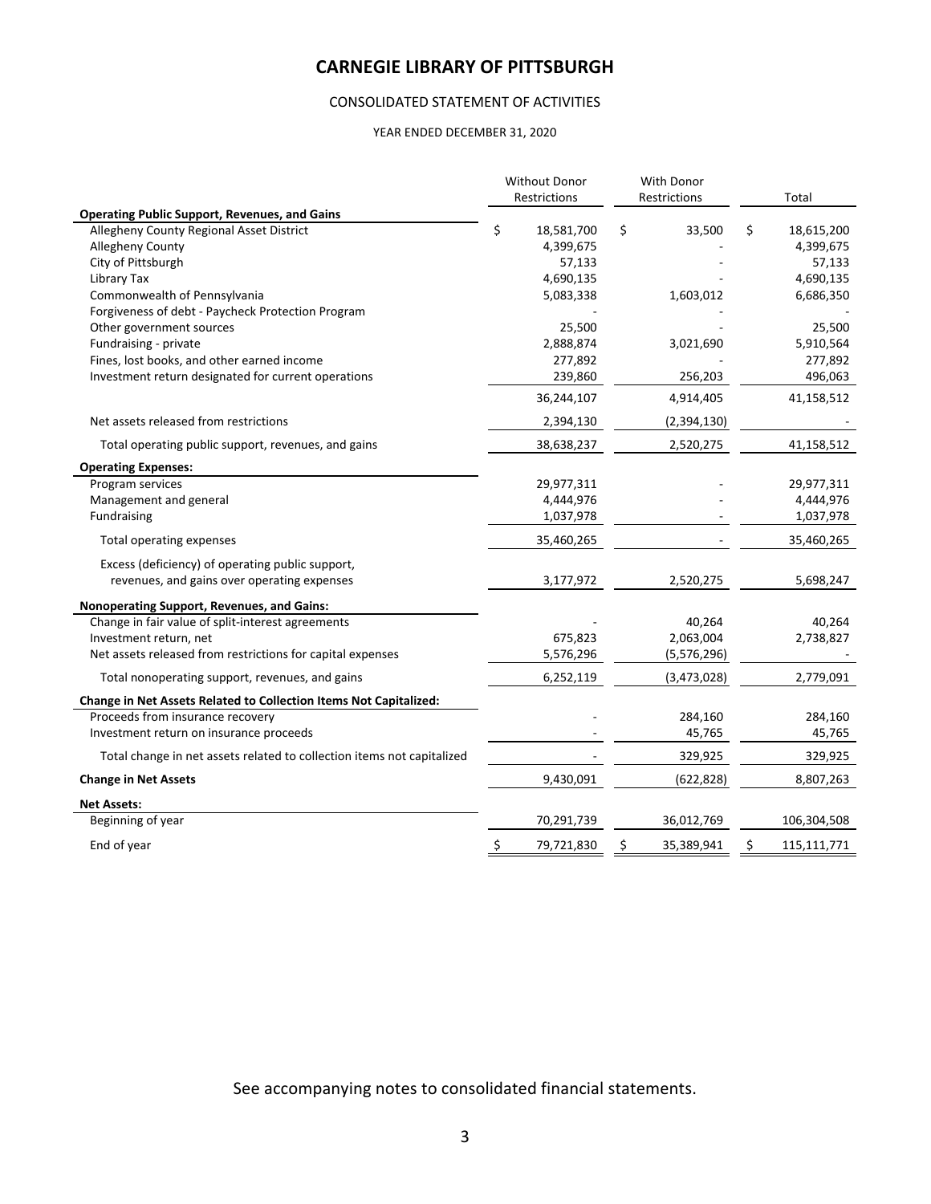# CARNEGIE LIBRARY OF PITTSBURGH

CONSOLIDATED STATEMENT OF ACTIVITIES

YEAR ENDED DECEMBER 31, 2020

| | Without Donor Restrictions | With Donor Restrictions | Total |
|---|---|---|---|
| **Operating Public Support, Revenues, and Gains** | | | |
| Allegheny County Regional Asset District | $ 18,581,700 | $ 33,500 | $ 18,615,200 |
| Allegheny County | 4,399,675 | - | 4,399,675 |
| City of Pittsburgh | 57,133 | - | 57,133 |
| Library Tax | 4,690,135 | - | 4,690,135 |
| Commonwealth of Pennsylvania | 5,083,338 | 1,603,012 | 6,686,350 |
| Forgiveness of debt - Paycheck Protection Program | - | - | - |
| Other government sources | 25,500 | - | 25,500 |
| Fundraising - private | 2,888,874 | 3,021,690 | 5,910,564 |
| Fines, lost books, and other earned income | 277,892 | - | 277,892 |
| Investment return designated for current operations | 239,860 | 256,203 | 496,063 |
| | 36,244,107 | 4,914,405 | 41,158,512 |
| Net assets released from restrictions | 2,394,130 | (2,394,130) | - |
| Total operating public support, revenues, and gains | 38,638,237 | 2,520,275 | 41,158,512 |
| **Operating Expenses:** | | | |
| Program services | 29,977,311 | - | 29,977,311 |
| Management and general | 4,444,976 | - | 4,444,976 |
| Fundraising | 1,037,978 | - | 1,037,978 |
| Total operating expenses | 35,460,265 | - | 35,460,265 |
| Excess (deficiency) of operating public support, revenues, and gains over operating expenses | 3,177,972 | 2,520,275 | 5,698,247 |
| **Nonoperating Support, Revenues, and Gains:** | | | |
| Change in fair value of split-interest agreements | - | 40,264 | 40,264 |
| Investment return, net | 675,823 | 2,063,004 | 2,738,827 |
| Net assets released from restrictions for capital expenses | 5,576,296 | (5,576,296) | - |
| Total nonoperating support, revenues, and gains | 6,252,119 | (3,473,028) | 2,779,091 |
| **Change in Net Assets Related to Collection Items Not Capitalized:** | | | |
| Proceeds from insurance recovery | - | 284,160 | 284,160 |
| Investment return on insurance proceeds | - | 45,765 | 45,765 |
| Total change in net assets related to collection items not capitalized | - | 329,925 | 329,925 |
| **Change in Net Assets** | 9,430,091 | (622,828) | 8,807,263 |
| **Net Assets:** | | | |
| Beginning of year | 70,291,739 | 36,012,769 | 106,304,508 |
| End of year | $ 79,721,830 | $ 35,389,941 | $ 115,111,771 |

See accompanying notes to consolidated financial statements.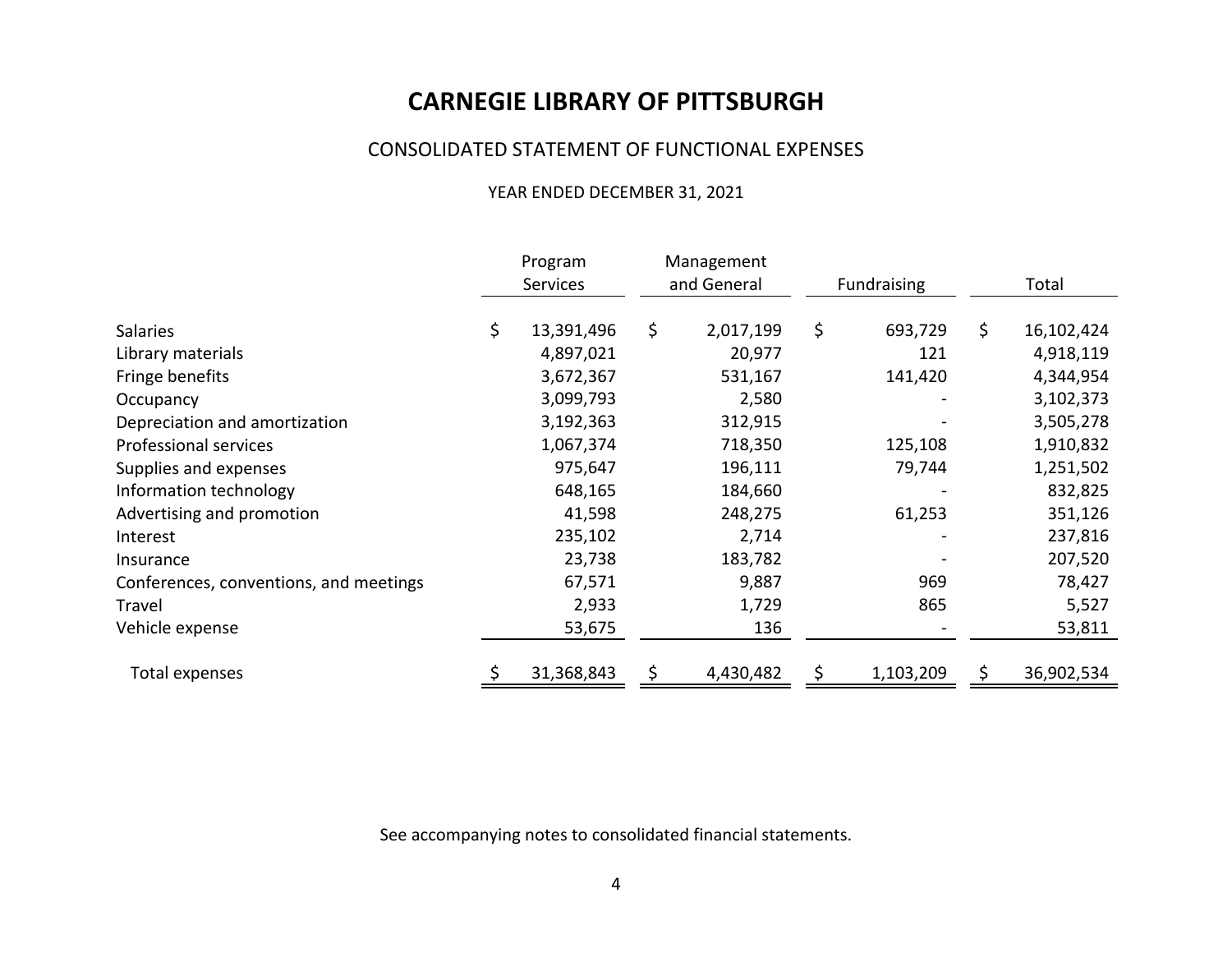# CARNEGIE LIBRARY OF PITTSBURGH

## CONSOLIDATED STATEMENT OF FUNCTIONAL EXPENSES

### YEAR ENDED DECEMBER 31, 2021

| | Program Services | Management and General | Fundraising | Total |
|---|---|---|---|---|
| Salaries | $ 13,391,496 | $ 2,017,199 | $ 693,729 | $ 16,102,424 |
| Library materials | 4,897,021 | 20,977 | 121 | 4,918,119 |
| Fringe benefits | 3,672,367 | 531,167 | 141,420 | 4,344,954 |
| Occupancy | 3,099,793 | 2,580 | - | 3,102,373 |
| Depreciation and amortization | 3,192,363 | 312,915 | - | 3,505,278 |
| Professional services | 1,067,374 | 718,350 | 125,108 | 1,910,832 |
| Supplies and expenses | 975,647 | 196,111 | 79,744 | 1,251,502 |
| Information technology | 648,165 | 184,660 | - | 832,825 |
| Advertising and promotion | 41,598 | 248,275 | 61,253 | 351,126 |
| Interest | 235,102 | 2,714 | - | 237,816 |
| Insurance | 23,738 | 183,782 | - | 207,520 |
| Conferences, conventions, and meetings | 67,571 | 9,887 | 969 | 78,427 |
| Travel | 2,933 | 1,729 | 865 | 5,527 |
| Vehicle expense | 53,675 | 136 | - | 53,811 |
| Total expenses | $ 31,368,843 | $ 4,430,482 | $ 1,103,209 | $ 36,902,534 |

See accompanying notes to consolidated financial statements.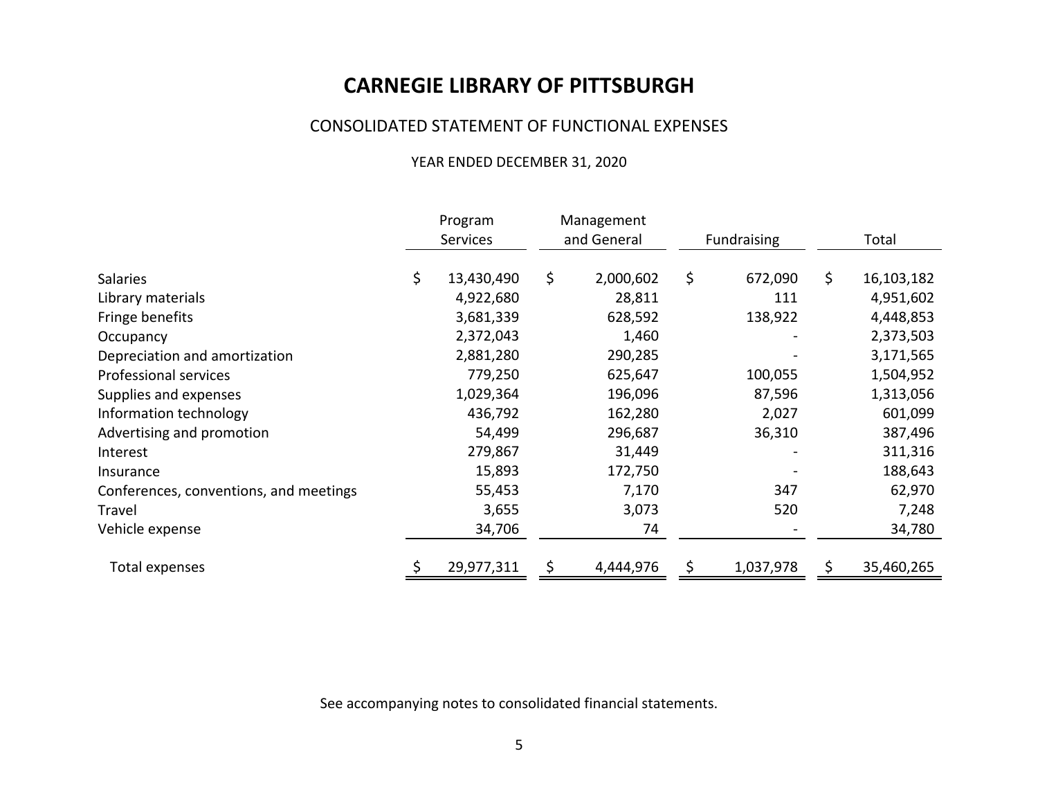# CARNEGIE LIBRARY OF PITTSBURGH

## CONSOLIDATED STATEMENT OF FUNCTIONAL EXPENSES

YEAR ENDED DECEMBER 31, 2020

| | Program Services | Management and General | Fundraising | Total |
|---|---|---|---|---|
| Salaries | $ 13,430,490 | $ 2,000,602 | $ 672,090 | $ 16,103,182 |
| Library materials | 4,922,680 | 28,811 | 111 | 4,951,602 |
| Fringe benefits | 3,681,339 | 628,592 | 138,922 | 4,448,853 |
| Occupancy | 2,372,043 | 1,460 | - | 2,373,503 |
| Depreciation and amortization | 2,881,280 | 290,285 | - | 3,171,565 |
| Professional services | 779,250 | 625,647 | 100,055 | 1,504,952 |
| Supplies and expenses | 1,029,364 | 196,096 | 87,596 | 1,313,056 |
| Information technology | 436,792 | 162,280 | 2,027 | 601,099 |
| Advertising and promotion | 54,499 | 296,687 | 36,310 | 387,496 |
| Interest | 279,867 | 31,449 | - | 311,316 |
| Insurance | 15,893 | 172,750 | - | 188,643 |
| Conferences, conventions, and meetings | 55,453 | 7,170 | 347 | 62,970 |
| Travel | 3,655 | 3,073 | 520 | 7,248 |
| Vehicle expense | 34,706 | 74 | - | 34,780 |
| Total expenses | $ 29,977,311 | $ 4,444,976 | $ 1,037,978 | $ 35,460,265 |

See accompanying notes to consolidated financial statements.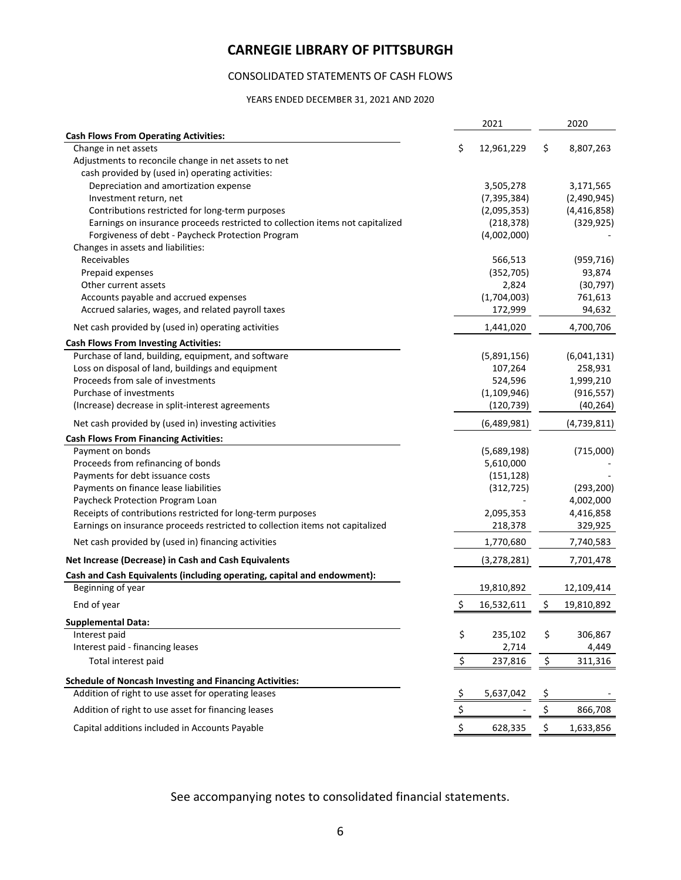# CARNEGIE LIBRARY OF PITTSBURGH

CONSOLIDATED STATEMENTS OF CASH FLOWS

YEARS ENDED DECEMBER 31, 2021 AND 2020

| | 2021 | 2020 |
|---|---|---|
| **Cash Flows From Operating Activities:** | | |
| Change in net assets | $ 12,961,229 | $ 8,807,263 |
| Adjustments to reconcile change in net assets to net cash provided by (used in) operating activities: | | |
| Depreciation and amortization expense | 3,505,278 | 3,171,565 |
| Investment return, net | (7,395,384) | (2,490,945) |
| Contributions restricted for long-term purposes | (2,095,353) | (4,416,858) |
| Earnings on insurance proceeds restricted to collection items not capitalized | (218,378) | (329,925) |
| Forgiveness of debt - Paycheck Protection Program | (4,002,000) | - |
| Changes in assets and liabilities: | | |
| Receivables | 566,513 | (959,716) |
| Prepaid expenses | (352,705) | 93,874 |
| Other current assets | 2,824 | (30,797) |
| Accounts payable and accrued expenses | (1,704,003) | 761,613 |
| Accrued salaries, wages, and related payroll taxes | 172,999 | 94,632 |
| Net cash provided by (used in) operating activities | 1,441,020 | 4,700,706 |
| **Cash Flows From Investing Activities:** | | |
| Purchase of land, building, equipment, and software | (5,891,156) | (6,041,131) |
| Loss on disposal of land, buildings and equipment | 107,264 | 258,931 |
| Proceeds from sale of investments | 524,596 | 1,999,210 |
| Purchase of investments | (1,109,946) | (916,557) |
| (Increase) decrease in split-interest agreements | (120,739) | (40,264) |
| Net cash provided by (used in) investing activities | (6,489,981) | (4,739,811) |
| **Cash Flows From Financing Activities:** | | |
| Payment on bonds | (5,689,198) | (715,000) |
| Proceeds from refinancing of bonds | 5,610,000 | - |
| Payments for debt issuance costs | (151,128) | - |
| Payments on finance lease liabilities | (312,725) | (293,200) |
| Paycheck Protection Program Loan | - | 4,002,000 |
| Receipts of contributions restricted for long-term purposes | 2,095,353 | 4,416,858 |
| Earnings on insurance proceeds restricted to collection items not capitalized | 218,378 | 329,925 |
| Net cash provided by (used in) financing activities | 1,770,680 | 7,740,583 |
| **Net Increase (Decrease) in Cash and Cash Equivalents** | (3,278,281) | 7,701,478 |
| **Cash and Cash Equivalents (including operating, capital and endowment):** | | |
| Beginning of year | 19,810,892 | 12,109,414 |
| End of year | $ 16,532,611 | $ 19,810,892 |
| **Supplemental Data:** | | |
| Interest paid | $ 235,102 | $ 306,867 |
| Interest paid - financing leases | 2,714 | 4,449 |
| Total interest paid | $ 237,816 | $ 311,316 |
| **Schedule of Noncash Investing and Financing Activities:** | | |
| Addition of right to use asset for operating leases | $ 5,637,042 | $ - |
| Addition of right to use asset for financing leases | $ - | $ 866,708 |
| Capital additions included in Accounts Payable | $ 628,335 | $ 1,633,856 |

See accompanying notes to consolidated financial statements.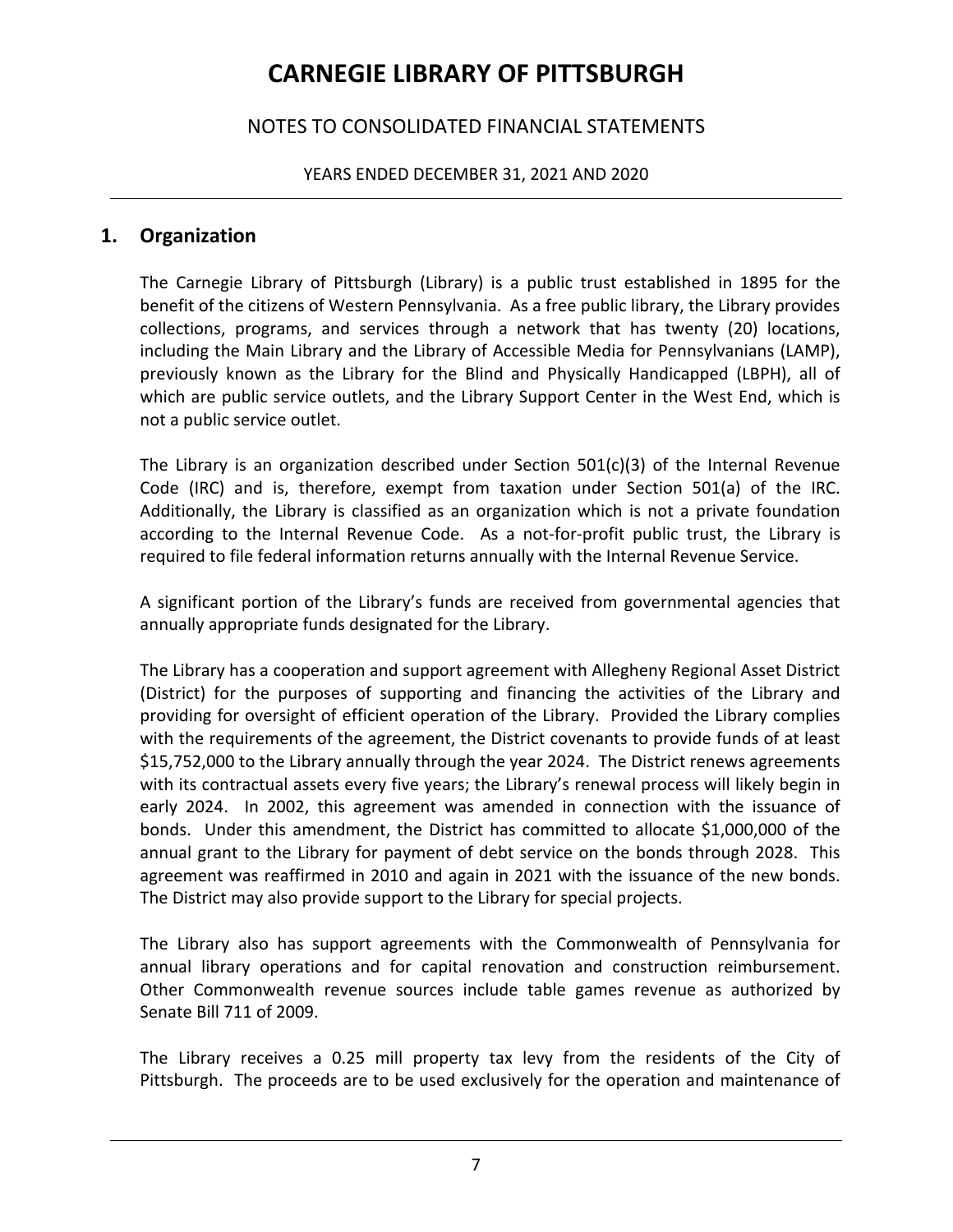# CARNEGIE LIBRARY OF PITTSBURGH

## NOTES TO CONSOLIDATED FINANCIAL STATEMENTS

YEARS ENDED DECEMBER 31, 2021 AND 2020

## 1. Organization

The Carnegie Library of Pittsburgh (Library) is a public trust established in 1895 for the benefit of the citizens of Western Pennsylvania. As a free public library, the Library provides collections, programs, and services through a network that has twenty (20) locations, including the Main Library and the Library of Accessible Media for Pennsylvanians (LAMP), previously known as the Library for the Blind and Physically Handicapped (LBPH), all of which are public service outlets, and the Library Support Center in the West End, which is not a public service outlet.

The Library is an organization described under Section 501(c)(3) of the Internal Revenue Code (IRC) and is, therefore, exempt from taxation under Section 501(a) of the IRC. Additionally, the Library is classified as an organization which is not a private foundation according to the Internal Revenue Code. As a not-for-profit public trust, the Library is required to file federal information returns annually with the Internal Revenue Service.

A significant portion of the Library's funds are received from governmental agencies that annually appropriate funds designated for the Library.

The Library has a cooperation and support agreement with Allegheny Regional Asset District (District) for the purposes of supporting and financing the activities of the Library and providing for oversight of efficient operation of the Library. Provided the Library complies with the requirements of the agreement, the District covenants to provide funds of at least $15,752,000 to the Library annually through the year 2024. The District renews agreements with its contractual assets every five years; the Library's renewal process will likely begin in early 2024. In 2002, this agreement was amended in connection with the issuance of bonds. Under this amendment, the District has committed to allocate $1,000,000 of the annual grant to the Library for payment of debt service on the bonds through 2028. This agreement was reaffirmed in 2010 and again in 2021 with the issuance of the new bonds. The District may also provide support to the Library for special projects.

The Library also has support agreements with the Commonwealth of Pennsylvania for annual library operations and for capital renovation and construction reimbursement. Other Commonwealth revenue sources include table games revenue as authorized by Senate Bill 711 of 2009.

The Library receives a 0.25 mill property tax levy from the residents of the City of Pittsburgh. The proceeds are to be used exclusively for the operation and maintenance of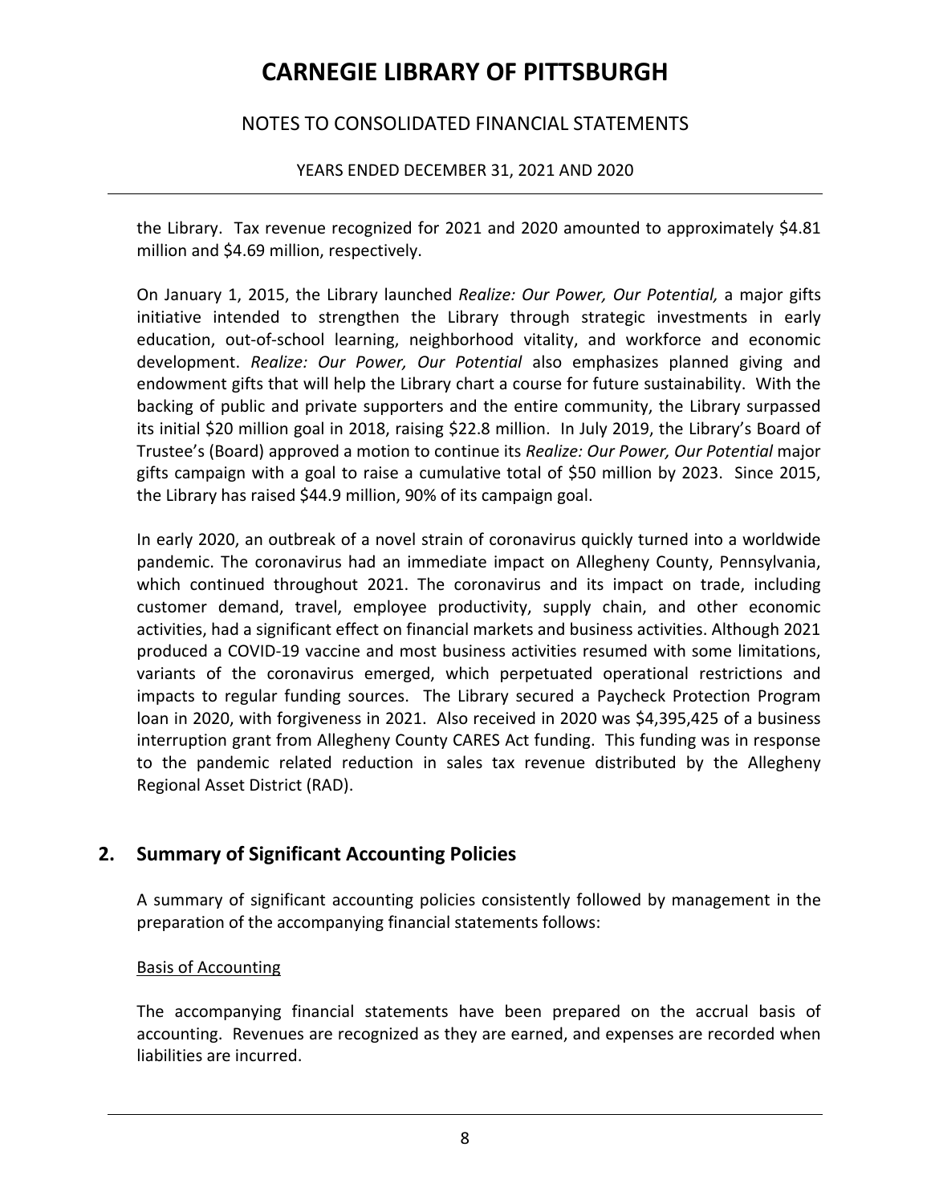the Library. Tax revenue recognized for 2021 and 2020 amounted to approximately $4.81 million and $4.69 million, respectively.

On January 1, 2015, the Library launched *Realize: Our Power, Our Potential,* a major gifts initiative intended to strengthen the Library through strategic investments in early education, out-of-school learning, neighborhood vitality, and workforce and economic development. *Realize: Our Power, Our Potential* also emphasizes planned giving and endowment gifts that will help the Library chart a course for future sustainability. With the backing of public and private supporters and the entire community, the Library surpassed its initial $20 million goal in 2018, raising $22.8 million. In July 2019, the Library's Board of Trustee's (Board) approved a motion to continue its *Realize: Our Power, Our Potential* major gifts campaign with a goal to raise a cumulative total of $50 million by 2023. Since 2015, the Library has raised $44.9 million, 90% of its campaign goal.

In early 2020, an outbreak of a novel strain of coronavirus quickly turned into a worldwide pandemic. The coronavirus had an immediate impact on Allegheny County, Pennsylvania, which continued throughout 2021. The coronavirus and its impact on trade, including customer demand, travel, employee productivity, supply chain, and other economic activities, had a significant effect on financial markets and business activities. Although 2021 produced a COVID-19 vaccine and most business activities resumed with some limitations, variants of the coronavirus emerged, which perpetuated operational restrictions and impacts to regular funding sources. The Library secured a Paycheck Protection Program loan in 2020, with forgiveness in 2021. Also received in 2020 was $4,395,425 of a business interruption grant from Allegheny County CARES Act funding. This funding was in response to the pandemic related reduction in sales tax revenue distributed by the Allegheny Regional Asset District (RAD).

## 2. Summary of Significant Accounting Policies

A summary of significant accounting policies consistently followed by management in the preparation of the accompanying financial statements follows:

Basis of Accounting

The accompanying financial statements have been prepared on the accrual basis of accounting. Revenues are recognized as they are earned, and expenses are recorded when liabilities are incurred.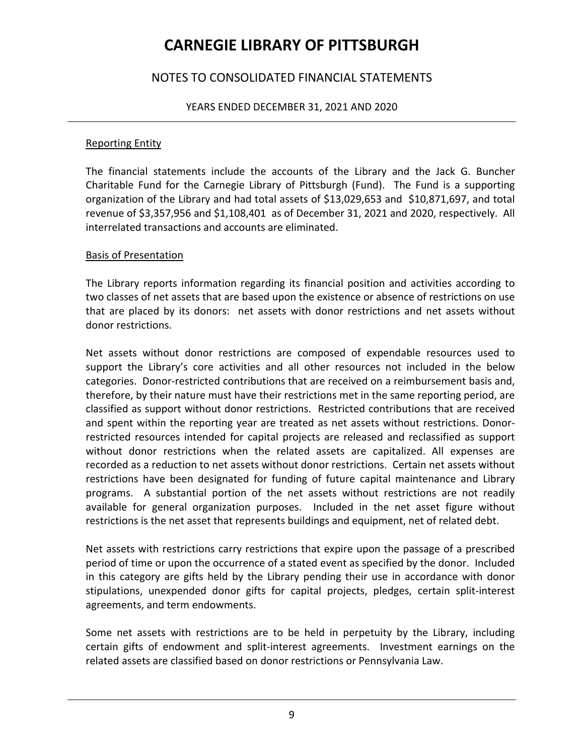# CARNEGIE LIBRARY OF PITTSBURGH

## NOTES TO CONSOLIDATED FINANCIAL STATEMENTS

YEARS ENDED DECEMBER 31, 2021 AND 2020

### Reporting Entity

The financial statements include the accounts of the Library and the Jack G. Buncher Charitable Fund for the Carnegie Library of Pittsburgh (Fund). The Fund is a supporting organization of the Library and had total assets of $13,029,653 and $10,871,697, and total revenue of $3,357,956 and $1,108,401 as of December 31, 2021 and 2020, respectively. All interrelated transactions and accounts are eliminated.

### Basis of Presentation

The Library reports information regarding its financial position and activities according to two classes of net assets that are based upon the existence or absence of restrictions on use that are placed by its donors: net assets with donor restrictions and net assets without donor restrictions.

Net assets without donor restrictions are composed of expendable resources used to support the Library's core activities and all other resources not included in the below categories. Donor-restricted contributions that are received on a reimbursement basis and, therefore, by their nature must have their restrictions met in the same reporting period, are classified as support without donor restrictions. Restricted contributions that are received and spent within the reporting year are treated as net assets without restrictions. Donor-restricted resources intended for capital projects are released and reclassified as support without donor restrictions when the related assets are capitalized. All expenses are recorded as a reduction to net assets without donor restrictions. Certain net assets without restrictions have been designated for funding of future capital maintenance and Library programs. A substantial portion of the net assets without restrictions are not readily available for general organization purposes. Included in the net asset figure without restrictions is the net asset that represents buildings and equipment, net of related debt.

Net assets with restrictions carry restrictions that expire upon the passage of a prescribed period of time or upon the occurrence of a stated event as specified by the donor. Included in this category are gifts held by the Library pending their use in accordance with donor stipulations, unexpended donor gifts for capital projects, pledges, certain split-interest agreements, and term endowments.

Some net assets with restrictions are to be held in perpetuity by the Library, including certain gifts of endowment and split-interest agreements. Investment earnings on the related assets are classified based on donor restrictions or Pennsylvania Law.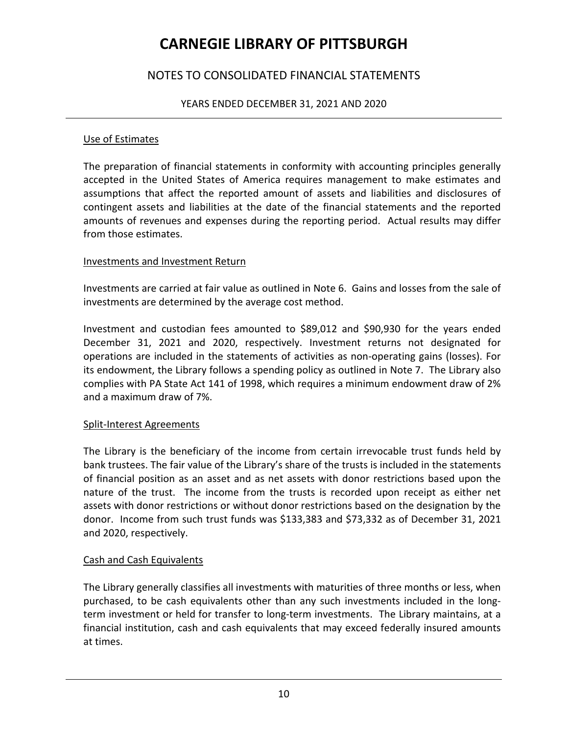# CARNEGIE LIBRARY OF PITTSBURGH

## NOTES TO CONSOLIDATED FINANCIAL STATEMENTS

YEARS ENDED DECEMBER 31, 2021 AND 2020

### Use of Estimates

The preparation of financial statements in conformity with accounting principles generally accepted in the United States of America requires management to make estimates and assumptions that affect the reported amount of assets and liabilities and disclosures of contingent assets and liabilities at the date of the financial statements and the reported amounts of revenues and expenses during the reporting period. Actual results may differ from those estimates.

### Investments and Investment Return

Investments are carried at fair value as outlined in Note 6. Gains and losses from the sale of investments are determined by the average cost method.

Investment and custodian fees amounted to $89,012 and $90,930 for the years ended December 31, 2021 and 2020, respectively. Investment returns not designated for operations are included in the statements of activities as non-operating gains (losses). For its endowment, the Library follows a spending policy as outlined in Note 7. The Library also complies with PA State Act 141 of 1998, which requires a minimum endowment draw of 2% and a maximum draw of 7%.

### Split-Interest Agreements

The Library is the beneficiary of the income from certain irrevocable trust funds held by bank trustees. The fair value of the Library's share of the trusts is included in the statements of financial position as an asset and as net assets with donor restrictions based upon the nature of the trust. The income from the trusts is recorded upon receipt as either net assets with donor restrictions or without donor restrictions based on the designation by the donor. Income from such trust funds was $133,383 and $73,332 as of December 31, 2021 and 2020, respectively.

### Cash and Cash Equivalents

The Library generally classifies all investments with maturities of three months or less, when purchased, to be cash equivalents other than any such investments included in the long-term investment or held for transfer to long-term investments. The Library maintains, at a financial institution, cash and cash equivalents that may exceed federally insured amounts at times.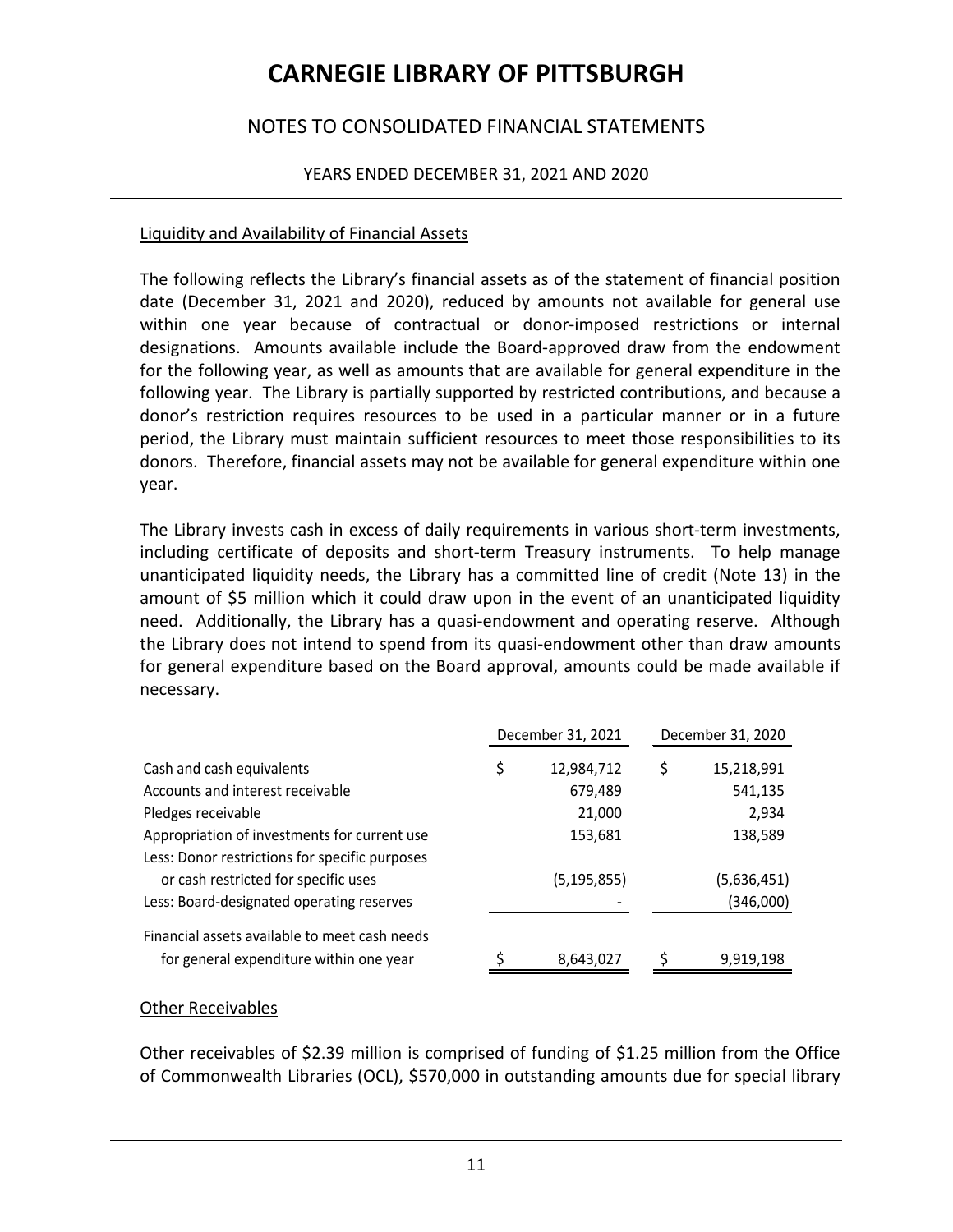# CARNEGIE LIBRARY OF PITTSBURGH

## NOTES TO CONSOLIDATED FINANCIAL STATEMENTS

YEARS ENDED DECEMBER 31, 2021 AND 2020

### Liquidity and Availability of Financial Assets

The following reflects the Library's financial assets as of the statement of financial position date (December 31, 2021 and 2020), reduced by amounts not available for general use within one year because of contractual or donor-imposed restrictions or internal designations. Amounts available include the Board-approved draw from the endowment for the following year, as well as amounts that are available for general expenditure in the following year. The Library is partially supported by restricted contributions, and because a donor's restriction requires resources to be used in a particular manner or in a future period, the Library must maintain sufficient resources to meet those responsibilities to its donors. Therefore, financial assets may not be available for general expenditure within one year.

The Library invests cash in excess of daily requirements in various short-term investments, including certificate of deposits and short-term Treasury instruments. To help manage unanticipated liquidity needs, the Library has a committed line of credit (Note 13) in the amount of $5 million which it could draw upon in the event of an unanticipated liquidity need. Additionally, the Library has a quasi-endowment and operating reserve. Although the Library does not intend to spend from its quasi-endowment other than draw amounts for general expenditure based on the Board approval, amounts could be made available if necessary.

| | December 31, 2021 | December 31, 2020 |
|---|---|---|
| Cash and cash equivalents | $ 12,984,712 | $ 15,218,991 |
| Accounts and interest receivable | 679,489 | 541,135 |
| Pledges receivable | 21,000 | 2,934 |
| Appropriation of investments for current use | 153,681 | 138,589 |
| Less: Donor restrictions for specific purposes or cash restricted for specific uses | (5,195,855) | (5,636,451) |
| Less: Board-designated operating reserves | - | (346,000) |
| Financial assets available to meet cash needs for general expenditure within one year | $ 8,643,027 | $ 9,919,198 |

### Other Receivables

Other receivables of $2.39 million is comprised of funding of $1.25 million from the Office of Commonwealth Libraries (OCL), $570,000 in outstanding amounts due for special library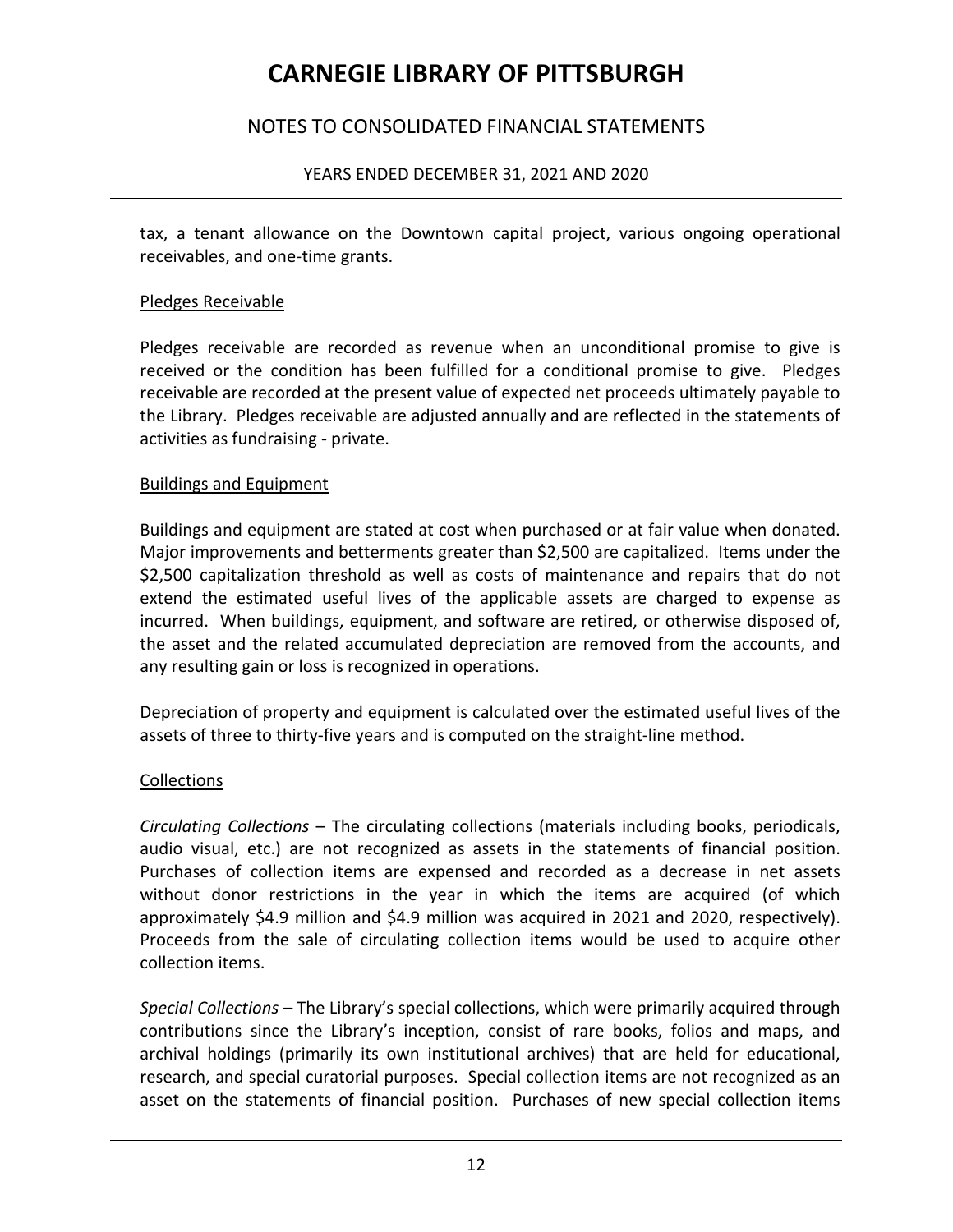tax, a tenant allowance on the Downtown capital project, various ongoing operational receivables, and one-time grants.

Pledges Receivable

Pledges receivable are recorded as revenue when an unconditional promise to give is received or the condition has been fulfilled for a conditional promise to give. Pledges receivable are recorded at the present value of expected net proceeds ultimately payable to the Library. Pledges receivable are adjusted annually and are reflected in the statements of activities as fundraising - private.

Buildings and Equipment

Buildings and equipment are stated at cost when purchased or at fair value when donated. Major improvements and betterments greater than $2,500 are capitalized. Items under the $2,500 capitalization threshold as well as costs of maintenance and repairs that do not extend the estimated useful lives of the applicable assets are charged to expense as incurred. When buildings, equipment, and software are retired, or otherwise disposed of, the asset and the related accumulated depreciation are removed from the accounts, and any resulting gain or loss is recognized in operations.

Depreciation of property and equipment is calculated over the estimated useful lives of the assets of three to thirty-five years and is computed on the straight-line method.

Collections

*Circulating Collections* – The circulating collections (materials including books, periodicals, audio visual, etc.) are not recognized as assets in the statements of financial position. Purchases of collection items are expensed and recorded as a decrease in net assets without donor restrictions in the year in which the items are acquired (of which approximately $4.9 million and $4.9 million was acquired in 2021 and 2020, respectively). Proceeds from the sale of circulating collection items would be used to acquire other collection items.

*Special Collections* – The Library's special collections, which were primarily acquired through contributions since the Library's inception, consist of rare books, folios and maps, and archival holdings (primarily its own institutional archives) that are held for educational, research, and special curatorial purposes. Special collection items are not recognized as an asset on the statements of financial position. Purchases of new special collection items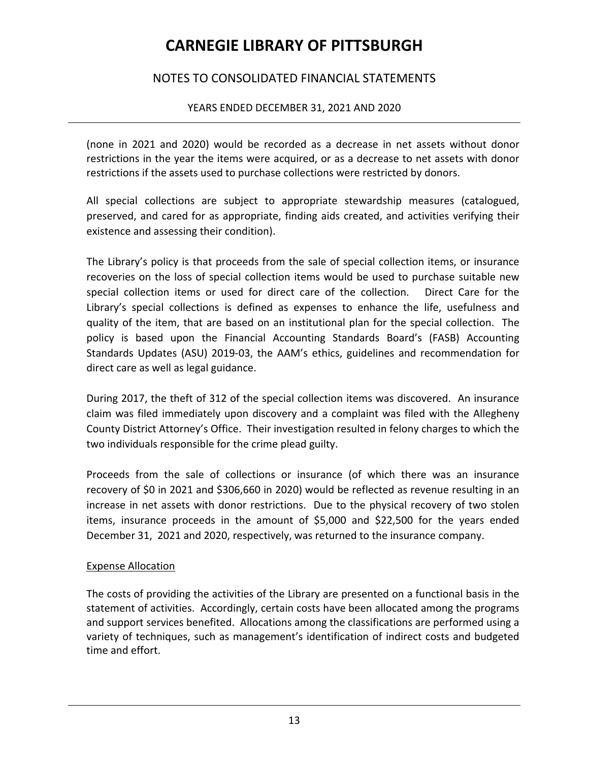(none in 2021 and 2020) would be recorded as a decrease in net assets without donor restrictions in the year the items were acquired, or as a decrease to net assets with donor restrictions if the assets used to purchase collections were restricted by donors.

All special collections are subject to appropriate stewardship measures (catalogued, preserved, and cared for as appropriate, finding aids created, and activities verifying their existence and assessing their condition).

The Library's policy is that proceeds from the sale of special collection items, or insurance recoveries on the loss of special collection items would be used to purchase suitable new special collection items or used for direct care of the collection. Direct Care for the Library's special collections is defined as expenses to enhance the life, usefulness and quality of the item, that are based on an institutional plan for the special collection. The policy is based upon the Financial Accounting Standards Board's (FASB) Accounting Standards Updates (ASU) 2019-03, the AAM's ethics, guidelines and recommendation for direct care as well as legal guidance.

During 2017, the theft of 312 of the special collection items was discovered. An insurance claim was filed immediately upon discovery and a complaint was filed with the Allegheny County District Attorney's Office. Their investigation resulted in felony charges to which the two individuals responsible for the crime plead guilty.

Proceeds from the sale of collections or insurance (of which there was an insurance recovery of $0 in 2021 and $306,660 in 2020) would be reflected as revenue resulting in an increase in net assets with donor restrictions. Due to the physical recovery of two stolen items, insurance proceeds in the amount of $5,000 and $22,500 for the years ended December 31, 2021 and 2020, respectively, was returned to the insurance company.

## Expense Allocation

The costs of providing the activities of the Library are presented on a functional basis in the statement of activities. Accordingly, certain costs have been allocated among the programs and support services benefited. Allocations among the classifications are performed using a variety of techniques, such as management's identification of indirect costs and budgeted time and effort.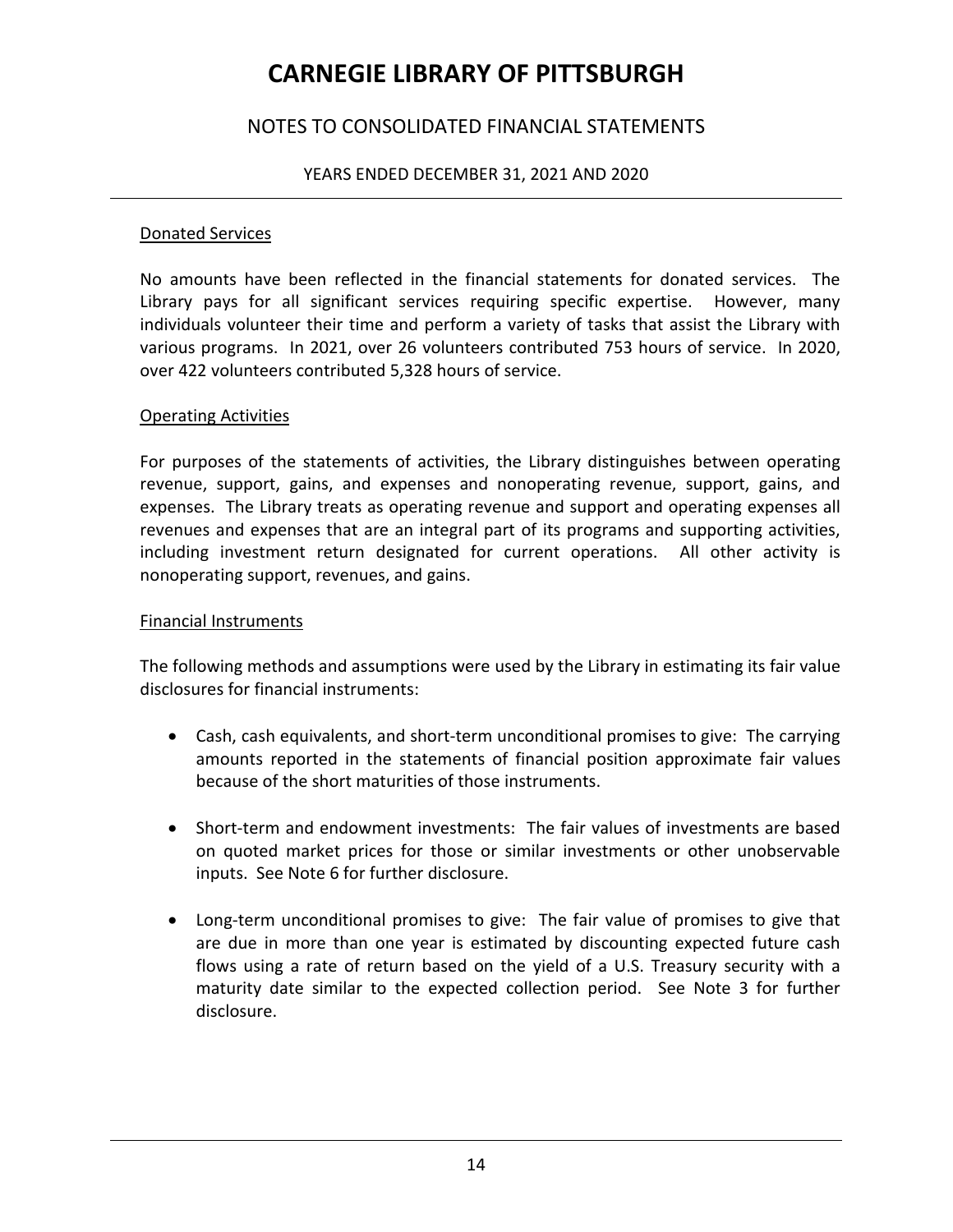### Donated Services

No amounts have been reflected in the financial statements for donated services. The Library pays for all significant services requiring specific expertise. However, many individuals volunteer their time and perform a variety of tasks that assist the Library with various programs. In 2021, over 26 volunteers contributed 753 hours of service. In 2020, over 422 volunteers contributed 5,328 hours of service.

### Operating Activities

For purposes of the statements of activities, the Library distinguishes between operating revenue, support, gains, and expenses and nonoperating revenue, support, gains, and expenses. The Library treats as operating revenue and support and operating expenses all revenues and expenses that are an integral part of its programs and supporting activities, including investment return designated for current operations. All other activity is nonoperating support, revenues, and gains.

### Financial Instruments

The following methods and assumptions were used by the Library in estimating its fair value disclosures for financial instruments:

- Cash, cash equivalents, and short-term unconditional promises to give: The carrying amounts reported in the statements of financial position approximate fair values because of the short maturities of those instruments.
- Short-term and endowment investments: The fair values of investments are based on quoted market prices for those or similar investments or other unobservable inputs. See Note 6 for further disclosure.
- Long-term unconditional promises to give: The fair value of promises to give that are due in more than one year is estimated by discounting expected future cash flows using a rate of return based on the yield of a U.S. Treasury security with a maturity date similar to the expected collection period. See Note 3 for further disclosure.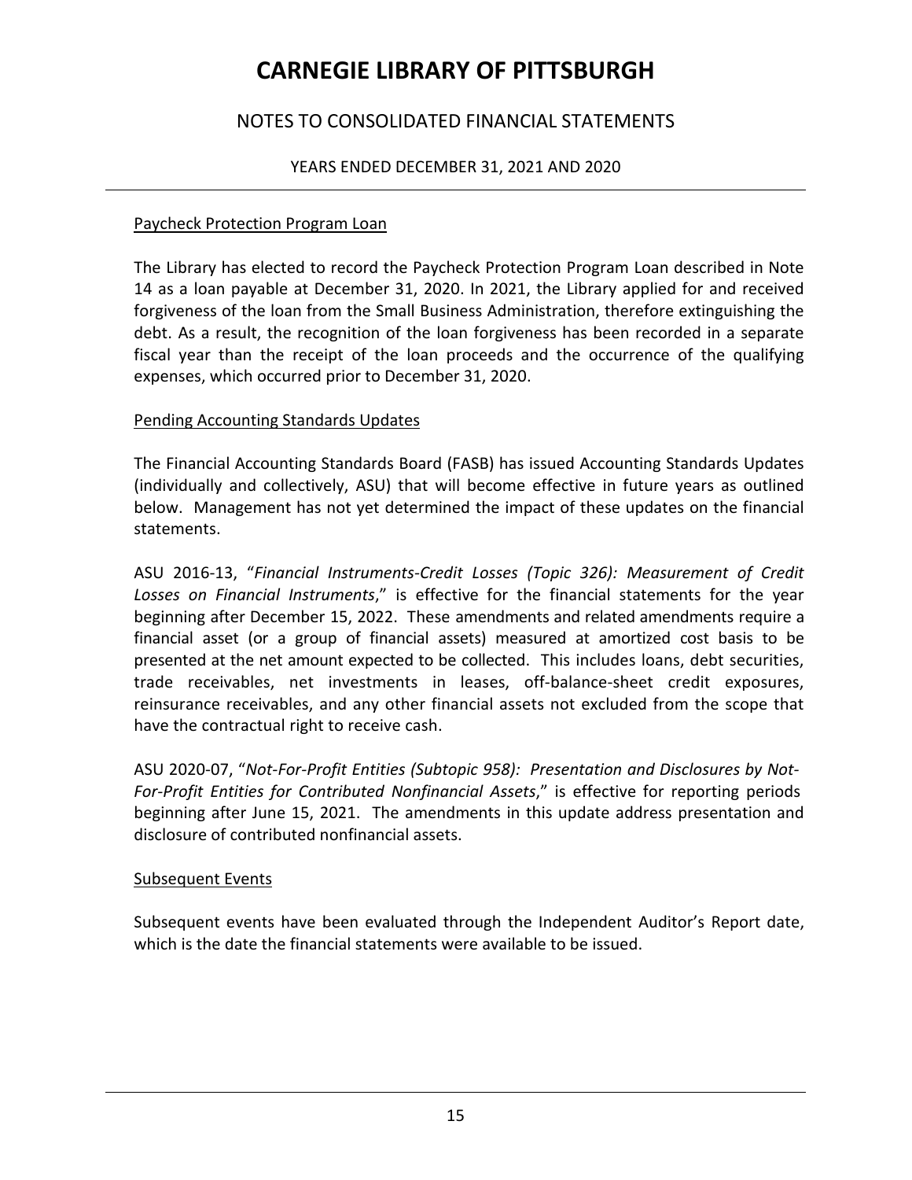### Paycheck Protection Program Loan

The Library has elected to record the Paycheck Protection Program Loan described in Note 14 as a loan payable at December 31, 2020. In 2021, the Library applied for and received forgiveness of the loan from the Small Business Administration, therefore extinguishing the debt. As a result, the recognition of the loan forgiveness has been recorded in a separate fiscal year than the receipt of the loan proceeds and the occurrence of the qualifying expenses, which occurred prior to December 31, 2020.

### Pending Accounting Standards Updates

The Financial Accounting Standards Board (FASB) has issued Accounting Standards Updates (individually and collectively, ASU) that will become effective in future years as outlined below. Management has not yet determined the impact of these updates on the financial statements.

ASU 2016-13, "*Financial Instruments-Credit Losses (Topic 326): Measurement of Credit Losses on Financial Instruments*," is effective for the financial statements for the year beginning after December 15, 2022. These amendments and related amendments require a financial asset (or a group of financial assets) measured at amortized cost basis to be presented at the net amount expected to be collected. This includes loans, debt securities, trade receivables, net investments in leases, off-balance-sheet credit exposures, reinsurance receivables, and any other financial assets not excluded from the scope that have the contractual right to receive cash.

ASU 2020-07, "*Not-For-Profit Entities (Subtopic 958): Presentation and Disclosures by Not-For-Profit Entities for Contributed Nonfinancial Assets*," is effective for reporting periods beginning after June 15, 2021. The amendments in this update address presentation and disclosure of contributed nonfinancial assets.

### Subsequent Events

Subsequent events have been evaluated through the Independent Auditor's Report date, which is the date the financial statements were available to be issued.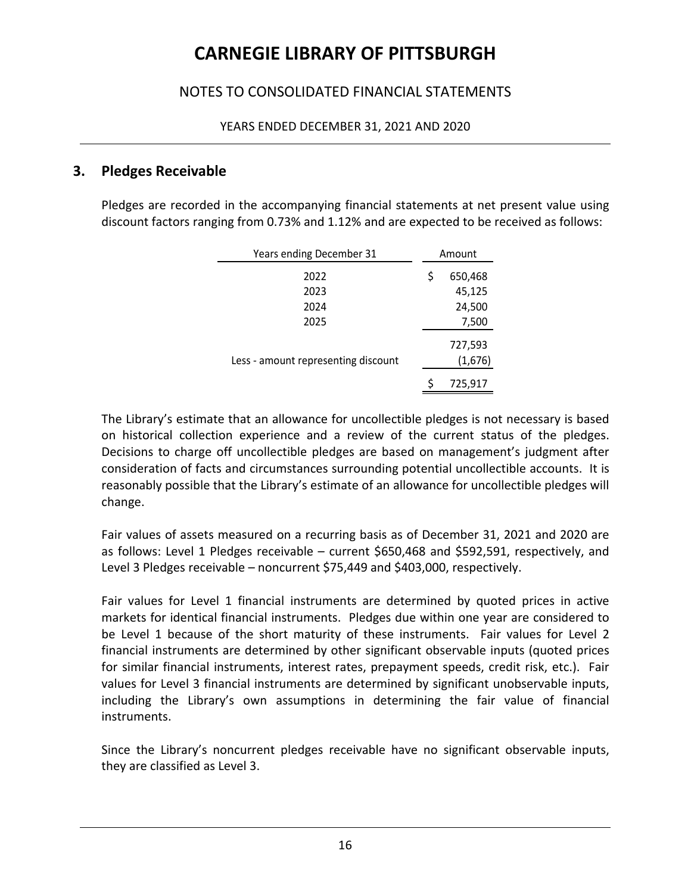## 3. Pledges Receivable

Pledges are recorded in the accompanying financial statements at net present value using discount factors ranging from 0.73% and 1.12% and are expected to be received as follows:

| Years ending December 31 | Amount |
|---|---|
| 2022 | $ 650,468 |
| 2023 | 45,125 |
| 2024 | 24,500 |
| 2025 | 7,500 |
| | 727,593 |
| Less - amount representing discount | (1,676) |
| | $ 725,917 |

The Library's estimate that an allowance for uncollectible pledges is not necessary is based on historical collection experience and a review of the current status of the pledges. Decisions to charge off uncollectible pledges are based on management's judgment after consideration of facts and circumstances surrounding potential uncollectible accounts. It is reasonably possible that the Library's estimate of an allowance for uncollectible pledges will change.

Fair values of assets measured on a recurring basis as of December 31, 2021 and 2020 are as follows: Level 1 Pledges receivable – current $650,468 and $592,591, respectively, and Level 3 Pledges receivable – noncurrent $75,449 and $403,000, respectively.

Fair values for Level 1 financial instruments are determined by quoted prices in active markets for identical financial instruments. Pledges due within one year are considered to be Level 1 because of the short maturity of these instruments. Fair values for Level 2 financial instruments are determined by other significant observable inputs (quoted prices for similar financial instruments, interest rates, prepayment speeds, credit risk, etc.). Fair values for Level 3 financial instruments are determined by significant unobservable inputs, including the Library's own assumptions in determining the fair value of financial instruments.

Since the Library's noncurrent pledges receivable have no significant observable inputs, they are classified as Level 3.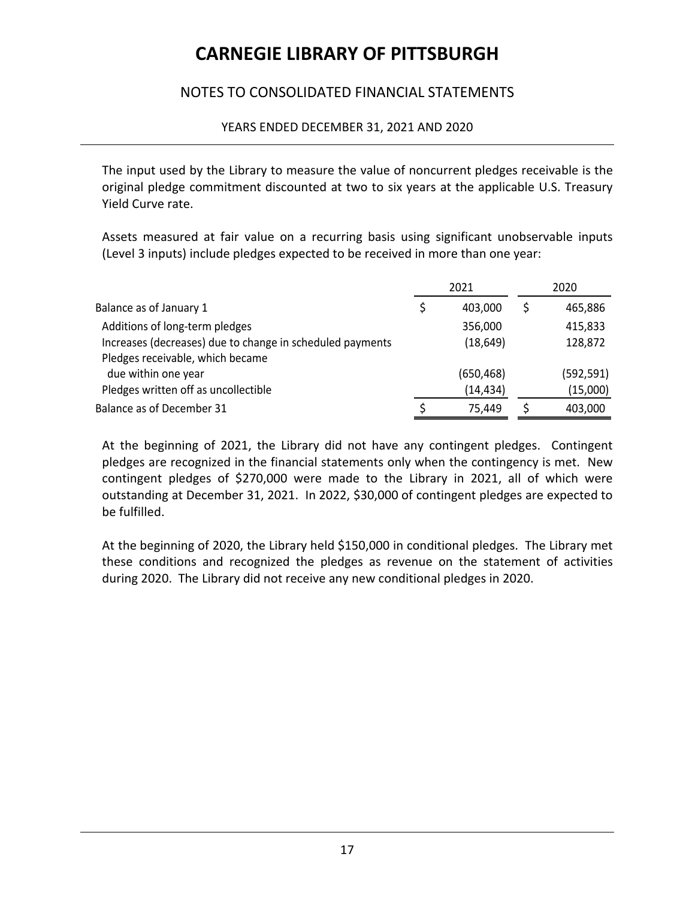# CARNEGIE LIBRARY OF PITTSBURGH

## NOTES TO CONSOLIDATED FINANCIAL STATEMENTS

YEARS ENDED DECEMBER 31, 2021 AND 2020

The input used by the Library to measure the value of noncurrent pledges receivable is the original pledge commitment discounted at two to six years at the applicable U.S. Treasury Yield Curve rate.

Assets measured at fair value on a recurring basis using significant unobservable inputs (Level 3 inputs) include pledges expected to be received in more than one year:

| | 2021 | 2020 |
|---|---|---|
| Balance as of January 1 | $ 403,000 | $ 465,886 |
| Additions of long-term pledges | 356,000 | 415,833 |
| Increases (decreases) due to change in scheduled payments | (18,649) | 128,872 |
| Pledges receivable, which became due within one year | (650,468) | (592,591) |
| Pledges written off as uncollectible | (14,434) | (15,000) |
| Balance as of December 31 | $ 75,449 | $ 403,000 |

At the beginning of 2021, the Library did not have any contingent pledges. Contingent pledges are recognized in the financial statements only when the contingency is met. New contingent pledges of $270,000 were made to the Library in 2021, all of which were outstanding at December 31, 2021. In 2022, $30,000 of contingent pledges are expected to be fulfilled.

At the beginning of 2020, the Library held $150,000 in conditional pledges. The Library met these conditions and recognized the pledges as revenue on the statement of activities during 2020. The Library did not receive any new conditional pledges in 2020.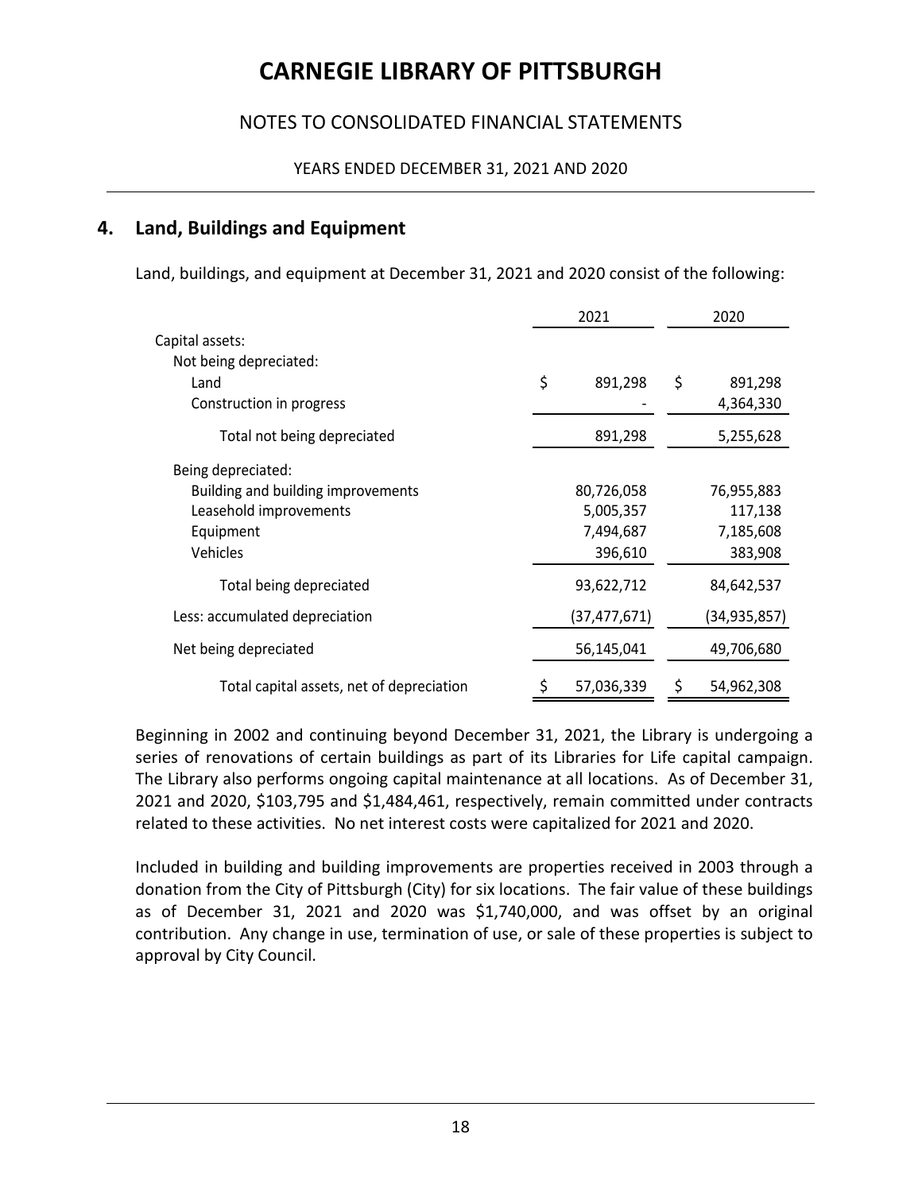# CARNEGIE LIBRARY OF PITTSBURGH

## NOTES TO CONSOLIDATED FINANCIAL STATEMENTS

YEARS ENDED DECEMBER 31, 2021 AND 2020

## 4. Land, Buildings and Equipment

Land, buildings, and equipment at December 31, 2021 and 2020 consist of the following:

| | 2021 | 2020 |
|---|---|---|
| Capital assets: | | |
| Not being depreciated: | | |
| Land | $ 891,298 | $ 891,298 |
| Construction in progress | - | 4,364,330 |
| Total not being depreciated | 891,298 | 5,255,628 |
| Being depreciated: | | |
| Building and building improvements | 80,726,058 | 76,955,883 |
| Leasehold improvements | 5,005,357 | 117,138 |
| Equipment | 7,494,687 | 7,185,608 |
| Vehicles | 396,610 | 383,908 |
| Total being depreciated | 93,622,712 | 84,642,537 |
| Less: accumulated depreciation | (37,477,671) | (34,935,857) |
| Net being depreciated | 56,145,041 | 49,706,680 |
| Total capital assets, net of depreciation | $ 57,036,339 | $ 54,962,308 |

Beginning in 2002 and continuing beyond December 31, 2021, the Library is undergoing a series of renovations of certain buildings as part of its Libraries for Life capital campaign. The Library also performs ongoing capital maintenance at all locations. As of December 31, 2021 and 2020, $103,795 and $1,484,461, respectively, remain committed under contracts related to these activities. No net interest costs were capitalized for 2021 and 2020.

Included in building and building improvements are properties received in 2003 through a donation from the City of Pittsburgh (City) for six locations. The fair value of these buildings as of December 31, 2021 and 2020 was $1,740,000, and was offset by an original contribution. Any change in use, termination of use, or sale of these properties is subject to approval by City Council.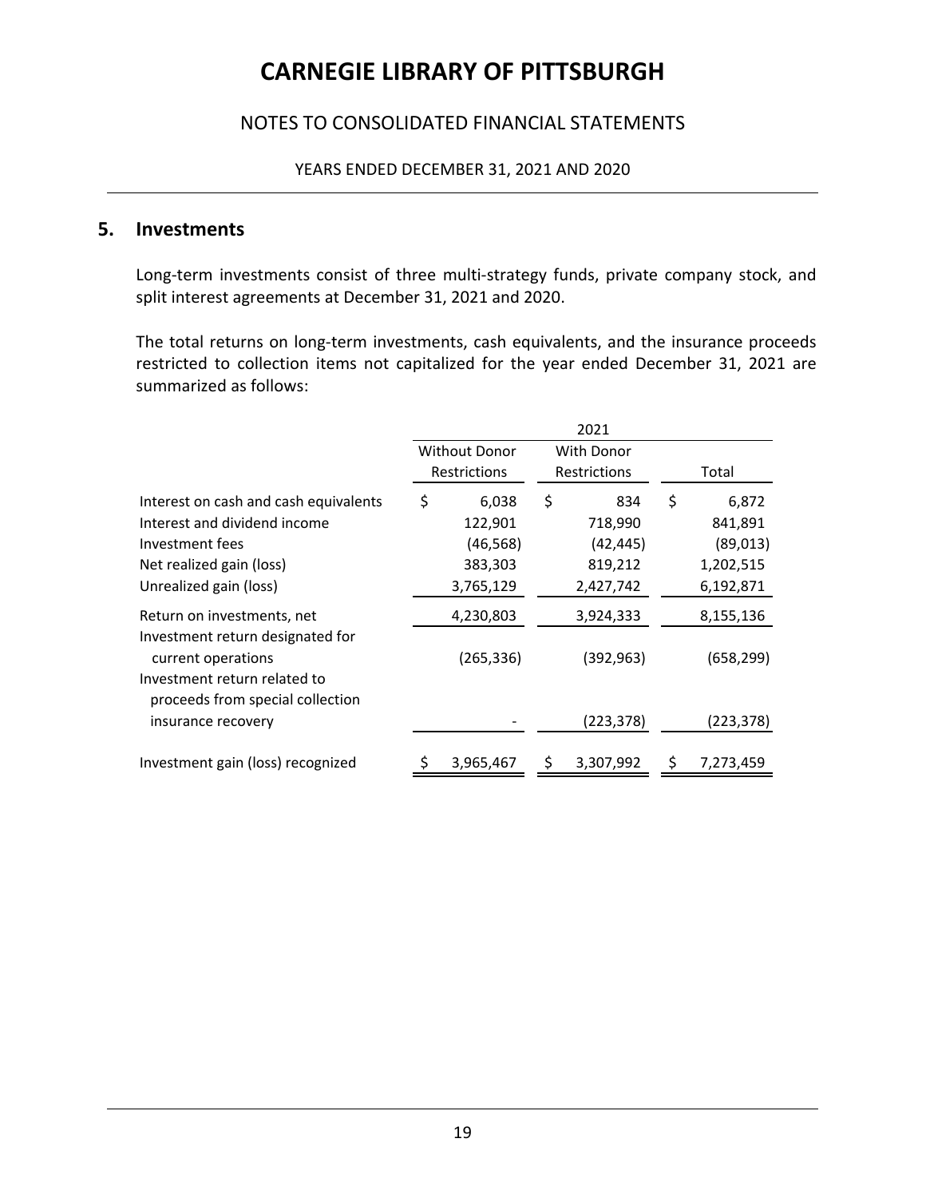## 5. Investments

Long-term investments consist of three multi-strategy funds, private company stock, and split interest agreements at December 31, 2021 and 2020.

The total returns on long-term investments, cash equivalents, and the insurance proceeds restricted to collection items not capitalized for the year ended December 31, 2021 are summarized as follows:

| | 2021 | | |
|---|---|---|---|
| | Without Donor Restrictions | With Donor Restrictions | Total |
| Interest on cash and cash equivalents | $ 6,038 | $ 834 | $ 6,872 |
| Interest and dividend income | 122,901 | 718,990 | 841,891 |
| Investment fees | (46,568) | (42,445) | (89,013) |
| Net realized gain (loss) | 383,303 | 819,212 | 1,202,515 |
| Unrealized gain (loss) | 3,765,129 | 2,427,742 | 6,192,871 |
| Return on investments, net | 4,230,803 | 3,924,333 | 8,155,136 |
| Investment return designated for current operations | (265,336) | (392,963) | (658,299) |
| Investment return related to proceeds from special collection insurance recovery | - | (223,378) | (223,378) |
| Investment gain (loss) recognized | $ 3,965,467 | $ 3,307,992 | $ 7,273,459 |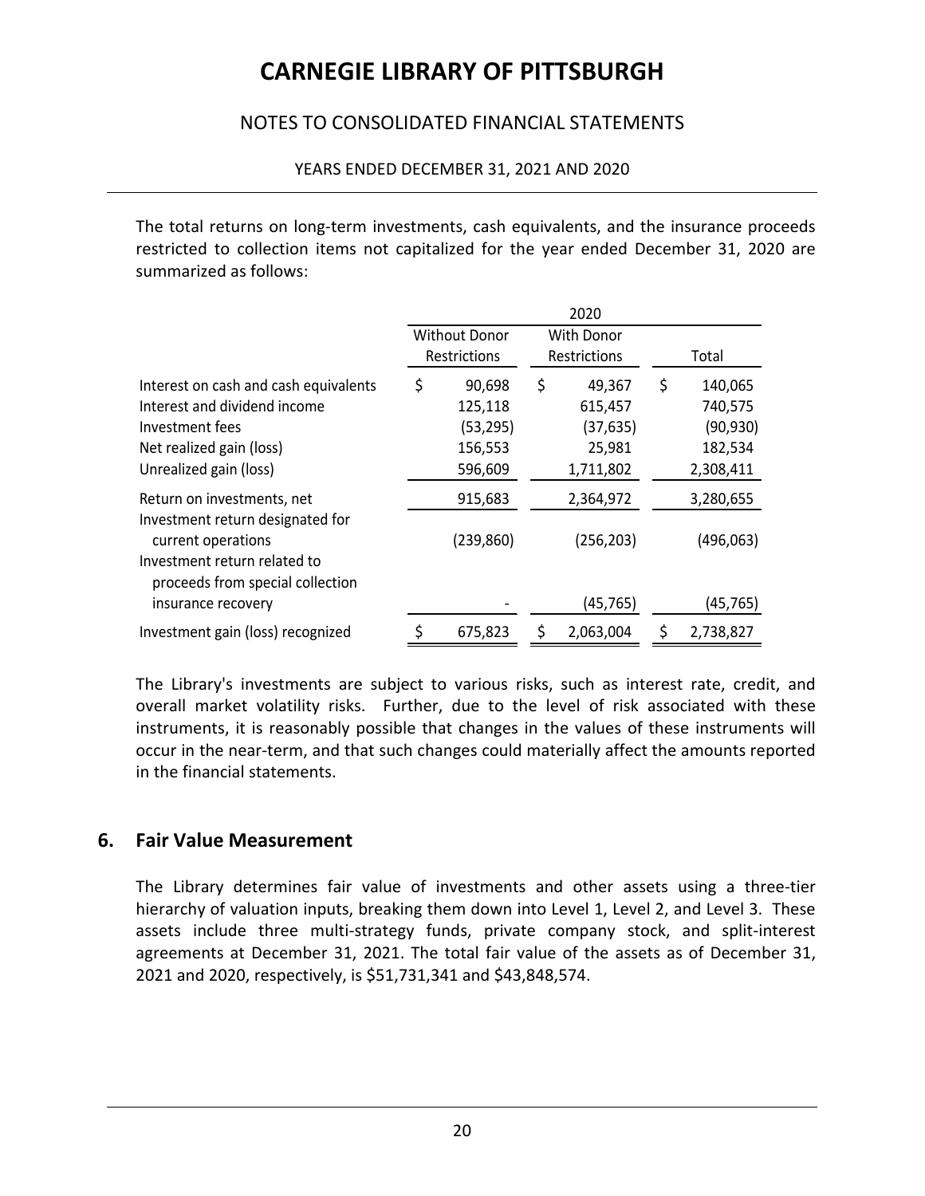The total returns on long-term investments, cash equivalents, and the insurance proceeds restricted to collection items not capitalized for the year ended December 31, 2020 are summarized as follows:

| | 2020 | | |
|---|---|---|---|
| | Without Donor Restrictions | With Donor Restrictions | Total |
| Interest on cash and cash equivalents | $ 90,698 | $ 49,367 | $ 140,065 |
| Interest and dividend income | 125,118 | 615,457 | 740,575 |
| Investment fees | (53,295) | (37,635) | (90,930) |
| Net realized gain (loss) | 156,553 | 25,981 | 182,534 |
| Unrealized gain (loss) | 596,609 | 1,711,802 | 2,308,411 |
| Return on investments, net | 915,683 | 2,364,972 | 3,280,655 |
| Investment return designated for current operations | (239,860) | (256,203) | (496,063) |
| Investment return related to proceeds from special collection insurance recovery | - | (45,765) | (45,765) |
| Investment gain (loss) recognized | $ 675,823 | $ 2,063,004 | $ 2,738,827 |

The Library's investments are subject to various risks, such as interest rate, credit, and overall market volatility risks. Further, due to the level of risk associated with these instruments, it is reasonably possible that changes in the values of these instruments will occur in the near-term, and that such changes could materially affect the amounts reported in the financial statements.

## 6. Fair Value Measurement

The Library determines fair value of investments and other assets using a three-tier hierarchy of valuation inputs, breaking them down into Level 1, Level 2, and Level 3. These assets include three multi-strategy funds, private company stock, and split-interest agreements at December 31, 2021. The total fair value of the assets as of December 31, 2021 and 2020, respectively, is $51,731,341 and $43,848,574.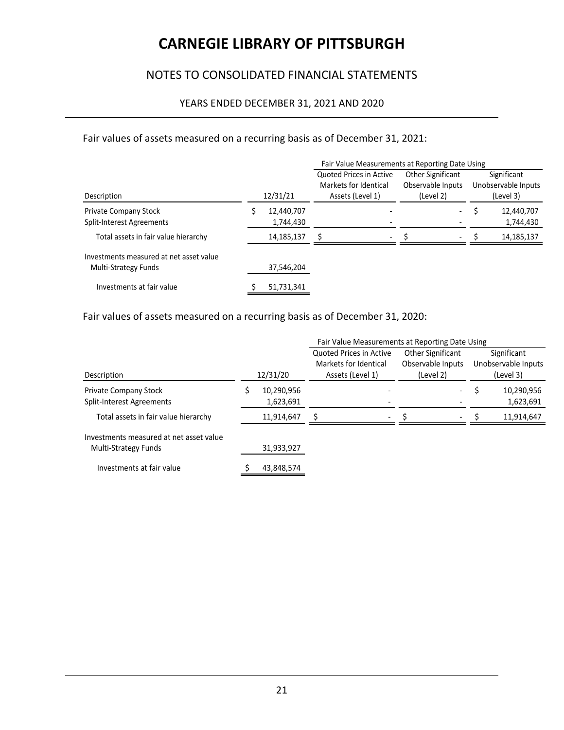# CARNEGIE LIBRARY OF PITTSBURGH

## NOTES TO CONSOLIDATED FINANCIAL STATEMENTS

### YEARS ENDED DECEMBER 31, 2021 AND 2020

Fair values of assets measured on a recurring basis as of December 31, 2021:

| | | Fair Value Measurements at Reporting Date Using | | |
|---|---|---|---|---|
| Description | 12/31/21 | Quoted Prices in Active Markets for Identical Assets (Level 1) | Other Significant Observable Inputs (Level 2) | Significant Unobservable Inputs (Level 3) |
| Private Company Stock | $ 12,440,707 | - | - | $ 12,440,707 |
| Split-Interest Agreements | 1,744,430 | - | - | 1,744,430 |
| Total assets in fair value hierarchy | 14,185,137 | $ - | $ - | $ 14,185,137 |
| Investments measured at net asset value | | | | |
| Multi-Strategy Funds | 37,546,204 | | | |
| Investments at fair value | $ 51,731,341 | | | |

Fair values of assets measured on a recurring basis as of December 31, 2020:

| | | Fair Value Measurements at Reporting Date Using | | |
|---|---|---|---|---|
| Description | 12/31/20 | Quoted Prices in Active Markets for Identical Assets (Level 1) | Other Significant Observable Inputs (Level 2) | Significant Unobservable Inputs (Level 3) |
| Private Company Stock | $ 10,290,956 | - | - | $ 10,290,956 |
| Split-Interest Agreements | 1,623,691 | - | - | 1,623,691 |
| Total assets in fair value hierarchy | 11,914,647 | $ - | $ - | $ 11,914,647 |
| Investments measured at net asset value | | | | |
| Multi-Strategy Funds | 31,933,927 | | | |
| Investments at fair value | $ 43,848,574 | | | |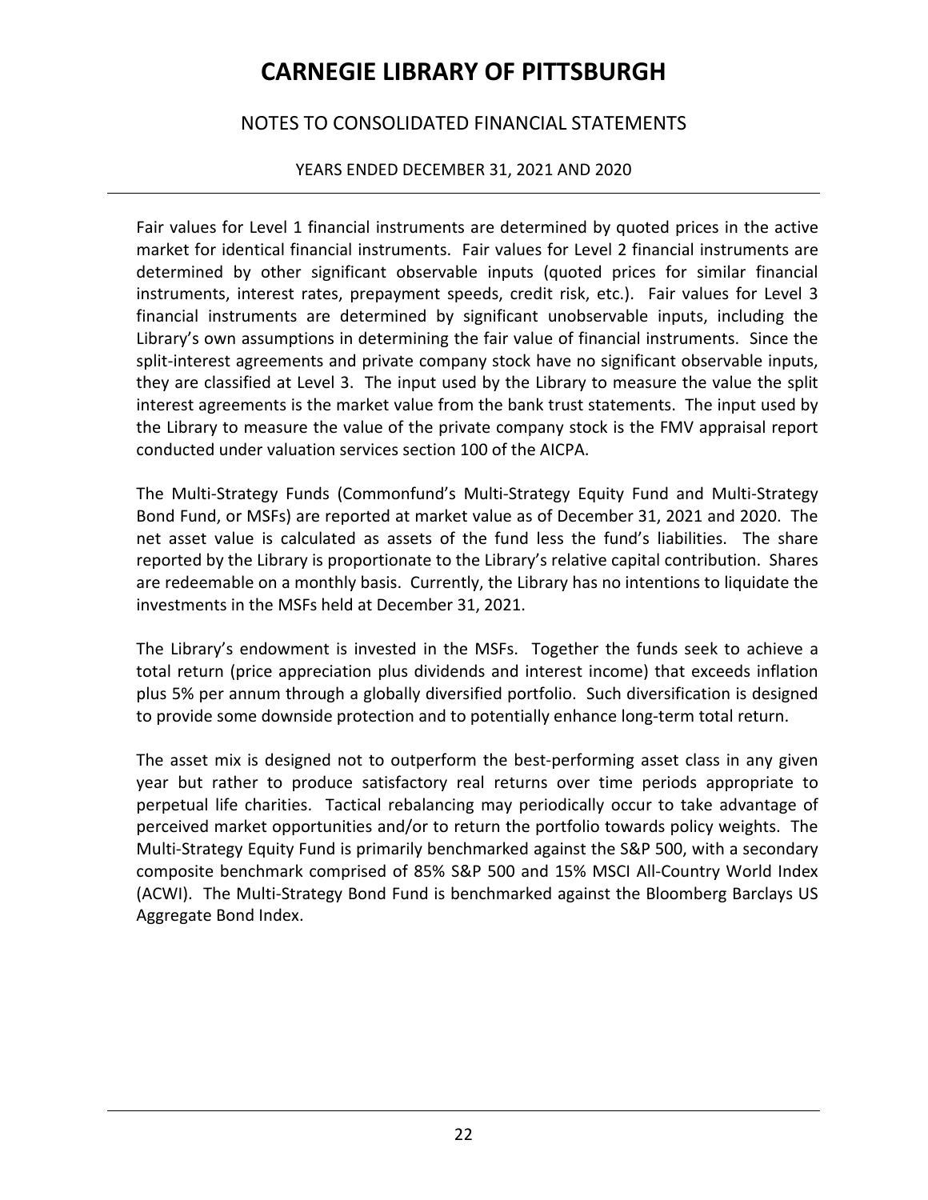Fair values for Level 1 financial instruments are determined by quoted prices in the active market for identical financial instruments. Fair values for Level 2 financial instruments are determined by other significant observable inputs (quoted prices for similar financial instruments, interest rates, prepayment speeds, credit risk, etc.). Fair values for Level 3 financial instruments are determined by significant unobservable inputs, including the Library's own assumptions in determining the fair value of financial instruments. Since the split-interest agreements and private company stock have no significant observable inputs, they are classified at Level 3. The input used by the Library to measure the value the split interest agreements is the market value from the bank trust statements. The input used by the Library to measure the value of the private company stock is the FMV appraisal report conducted under valuation services section 100 of the AICPA.

The Multi-Strategy Funds (Commonfund's Multi-Strategy Equity Fund and Multi-Strategy Bond Fund, or MSFs) are reported at market value as of December 31, 2021 and 2020. The net asset value is calculated as assets of the fund less the fund's liabilities. The share reported by the Library is proportionate to the Library's relative capital contribution. Shares are redeemable on a monthly basis. Currently, the Library has no intentions to liquidate the investments in the MSFs held at December 31, 2021.

The Library's endowment is invested in the MSFs. Together the funds seek to achieve a total return (price appreciation plus dividends and interest income) that exceeds inflation plus 5% per annum through a globally diversified portfolio. Such diversification is designed to provide some downside protection and to potentially enhance long-term total return.

The asset mix is designed not to outperform the best-performing asset class in any given year but rather to produce satisfactory real returns over time periods appropriate to perpetual life charities. Tactical rebalancing may periodically occur to take advantage of perceived market opportunities and/or to return the portfolio towards policy weights. The Multi-Strategy Equity Fund is primarily benchmarked against the S&P 500, with a secondary composite benchmark comprised of 85% S&P 500 and 15% MSCI All-Country World Index (ACWI). The Multi-Strategy Bond Fund is benchmarked against the Bloomberg Barclays US Aggregate Bond Index.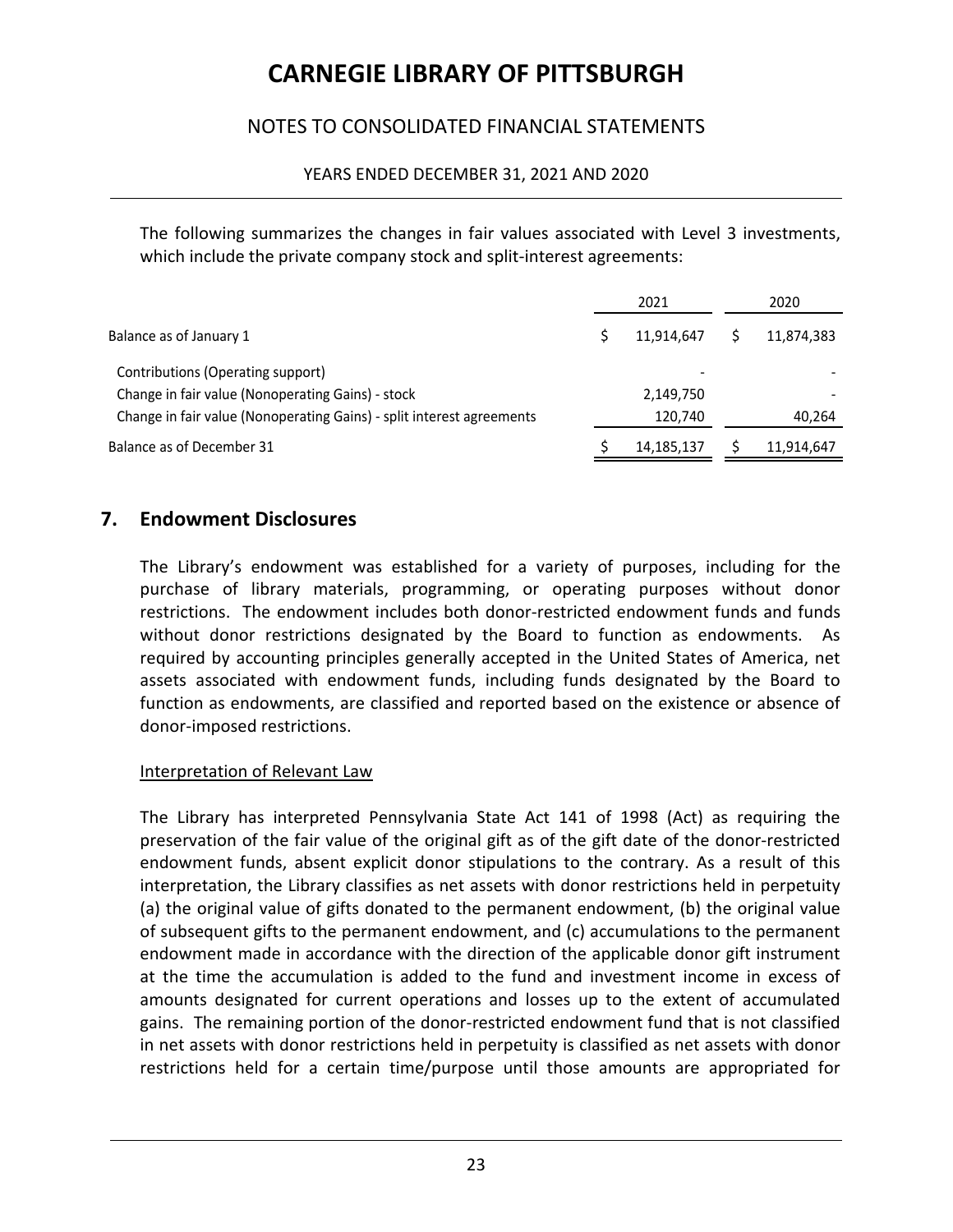The following summarizes the changes in fair values associated with Level 3 investments, which include the private company stock and split-interest agreements:

| | 2021 | 2020 |
|---|---|---|
| Balance as of January 1 | $ 11,914,647 | $ 11,874,383 |
| Contributions (Operating support) | - | - |
| Change in fair value (Nonoperating Gains) - stock | 2,149,750 | - |
| Change in fair value (Nonoperating Gains) - split interest agreements | 120,740 | 40,264 |
| Balance as of December 31 | $ 14,185,137 | $ 11,914,647 |

## 7. Endowment Disclosures

The Library's endowment was established for a variety of purposes, including for the purchase of library materials, programming, or operating purposes without donor restrictions. The endowment includes both donor-restricted endowment funds and funds without donor restrictions designated by the Board to function as endowments. As required by accounting principles generally accepted in the United States of America, net assets associated with endowment funds, including funds designated by the Board to function as endowments, are classified and reported based on the existence or absence of donor-imposed restrictions.

Interpretation of Relevant Law

The Library has interpreted Pennsylvania State Act 141 of 1998 (Act) as requiring the preservation of the fair value of the original gift as of the gift date of the donor-restricted endowment funds, absent explicit donor stipulations to the contrary. As a result of this interpretation, the Library classifies as net assets with donor restrictions held in perpetuity (a) the original value of gifts donated to the permanent endowment, (b) the original value of subsequent gifts to the permanent endowment, and (c) accumulations to the permanent endowment made in accordance with the direction of the applicable donor gift instrument at the time the accumulation is added to the fund and investment income in excess of amounts designated for current operations and losses up to the extent of accumulated gains. The remaining portion of the donor-restricted endowment fund that is not classified in net assets with donor restrictions held in perpetuity is classified as net assets with donor restrictions held for a certain time/purpose until those amounts are appropriated for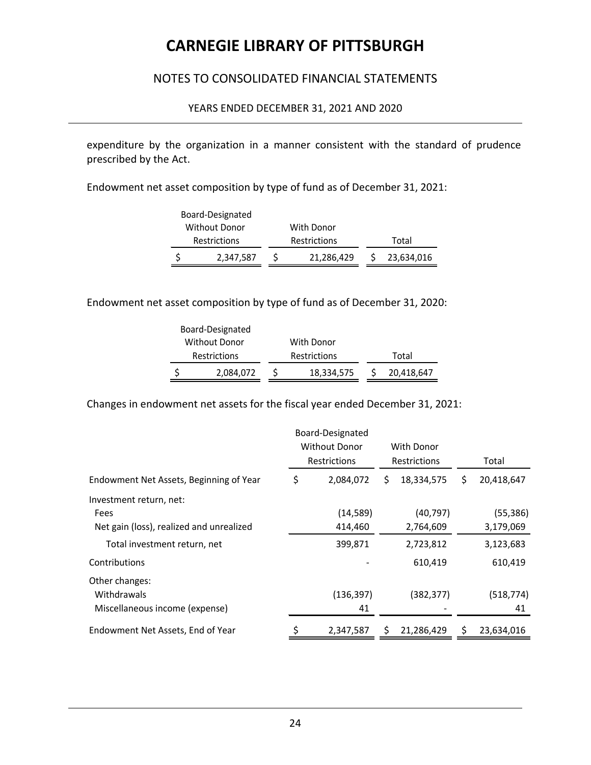expenditure by the organization in a manner consistent with the standard of prudence prescribed by the Act.

Endowment net asset composition by type of fund as of December 31, 2021:

| Board-Designated Without Donor Restrictions | With Donor Restrictions | Total |
|---|---|---|
| $ 2,347,587 | $ 21,286,429 | $ 23,634,016 |

Endowment net asset composition by type of fund as of December 31, 2020:

| Board-Designated Without Donor Restrictions | With Donor Restrictions | Total |
|---|---|---|
| $ 2,084,072 | $ 18,334,575 | $ 20,418,647 |

Changes in endowment net assets for the fiscal year ended December 31, 2021:

| | Board-Designated Without Donor Restrictions | With Donor Restrictions | Total |
|---|---|---|---|
| Endowment Net Assets, Beginning of Year | $ 2,084,072 | $ 18,334,575 | $ 20,418,647 |
| Investment return, net: | | | |
| Fees | (14,589) | (40,797) | (55,386) |
| Net gain (loss), realized and unrealized | 414,460 | 2,764,609 | 3,179,069 |
| Total investment return, net | 399,871 | 2,723,812 | 3,123,683 |
| Contributions | - | 610,419 | 610,419 |
| Other changes: | | | |
| Withdrawals | (136,397) | (382,377) | (518,774) |
| Miscellaneous income (expense) | 41 | - | 41 |
| Endowment Net Assets, End of Year | $ 2,347,587 | $ 21,286,429 | $ 23,634,016 |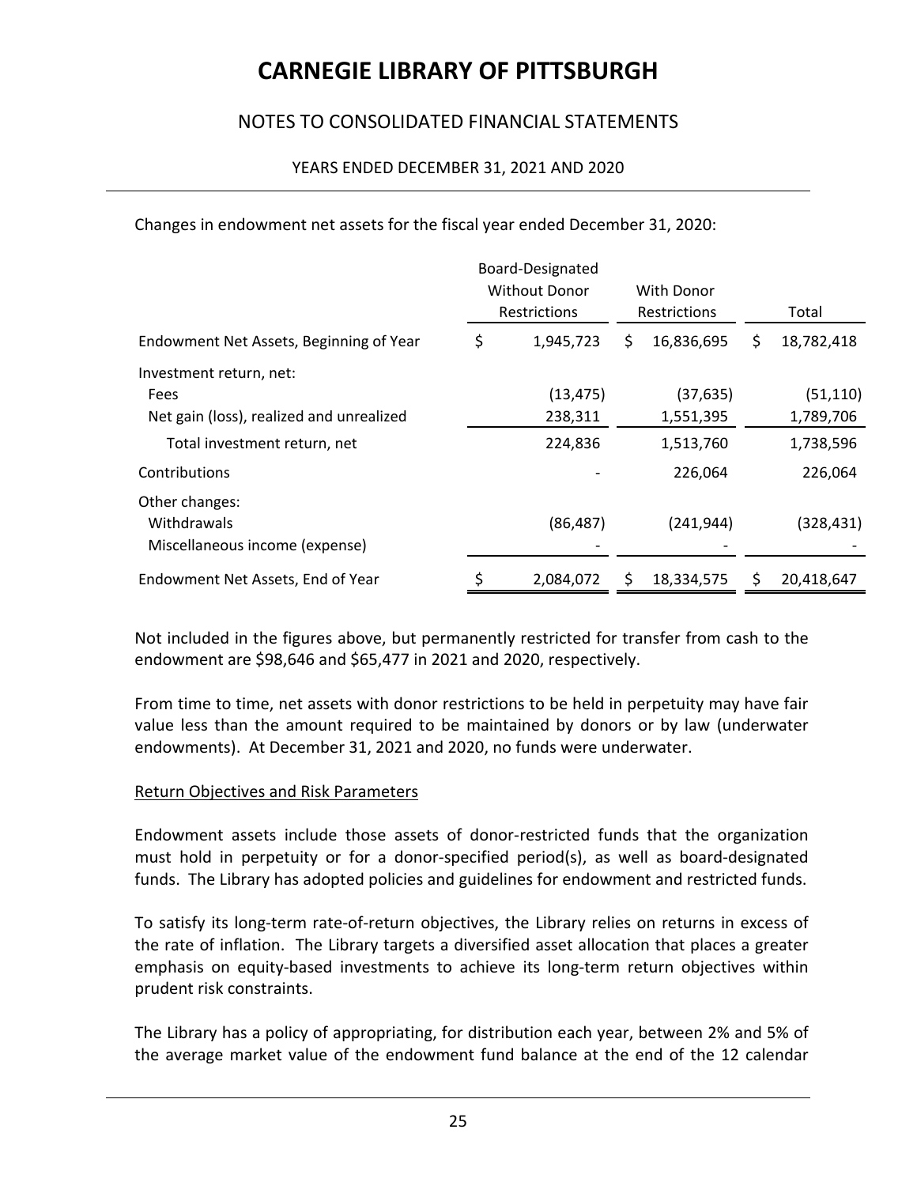Changes in endowment net assets for the fiscal year ended December 31, 2020:

| | Board-Designated Without Donor Restrictions | With Donor Restrictions | Total |
|---|---|---|---|
| Endowment Net Assets, Beginning of Year | $ 1,945,723 | $ 16,836,695 | $ 18,782,418 |
| Investment return, net: | | | |
| Fees | (13,475) | (37,635) | (51,110) |
| Net gain (loss), realized and unrealized | 238,311 | 1,551,395 | 1,789,706 |
| Total investment return, net | 224,836 | 1,513,760 | 1,738,596 |
| Contributions | - | 226,064 | 226,064 |
| Other changes: | | | |
| Withdrawals | (86,487) | (241,944) | (328,431) |
| Miscellaneous income (expense) | - | - | - |
| Endowment Net Assets, End of Year | $ 2,084,072 | $ 18,334,575 | $ 20,418,647 |

Not included in the figures above, but permanently restricted for transfer from cash to the endowment are $98,646 and $65,477 in 2021 and 2020, respectively.

From time to time, net assets with donor restrictions to be held in perpetuity may have fair value less than the amount required to be maintained by donors or by law (underwater endowments). At December 31, 2021 and 2020, no funds were underwater.

Return Objectives and Risk Parameters

Endowment assets include those assets of donor-restricted funds that the organization must hold in perpetuity or for a donor-specified period(s), as well as board-designated funds. The Library has adopted policies and guidelines for endowment and restricted funds.

To satisfy its long-term rate-of-return objectives, the Library relies on returns in excess of the rate of inflation. The Library targets a diversified asset allocation that places a greater emphasis on equity-based investments to achieve its long-term return objectives within prudent risk constraints.

The Library has a policy of appropriating, for distribution each year, between 2% and 5% of the average market value of the endowment fund balance at the end of the 12 calendar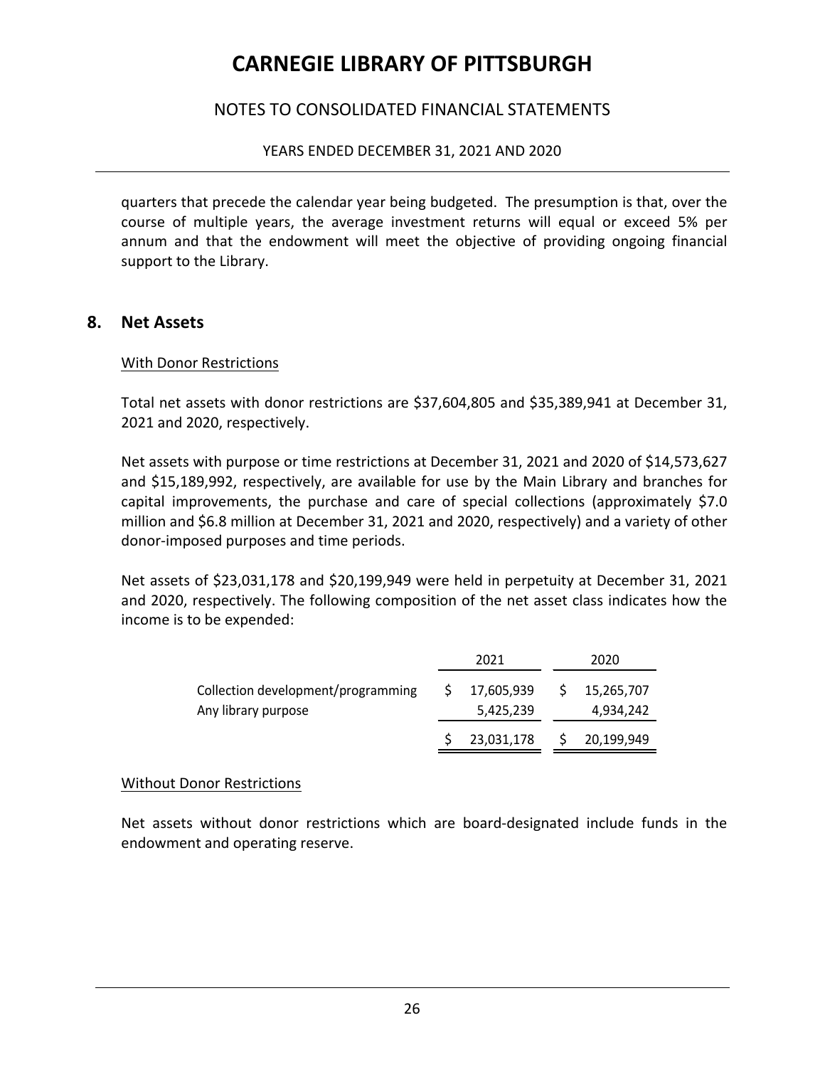quarters that precede the calendar year being budgeted. The presumption is that, over the course of multiple years, the average investment returns will equal or exceed 5% per annum and that the endowment will meet the objective of providing ongoing financial support to the Library.

## 8. Net Assets

With Donor Restrictions

Total net assets with donor restrictions are $37,604,805 and $35,389,941 at December 31, 2021 and 2020, respectively.

Net assets with purpose or time restrictions at December 31, 2021 and 2020 of $14,573,627 and $15,189,992, respectively, are available for use by the Main Library and branches for capital improvements, the purchase and care of special collections (approximately $7.0 million and $6.8 million at December 31, 2021 and 2020, respectively) and a variety of other donor-imposed purposes and time periods.

Net assets of $23,031,178 and $20,199,949 were held in perpetuity at December 31, 2021 and 2020, respectively. The following composition of the net asset class indicates how the income is to be expended:

| | 2021 | 2020 |
|---|---|---|
| Collection development/programming | $ 17,605,939 | $ 15,265,707 |
| Any library purpose | 5,425,239 | 4,934,242 |
| | $ 23,031,178 | $ 20,199,949 |

Without Donor Restrictions

Net assets without donor restrictions which are board-designated include funds in the endowment and operating reserve.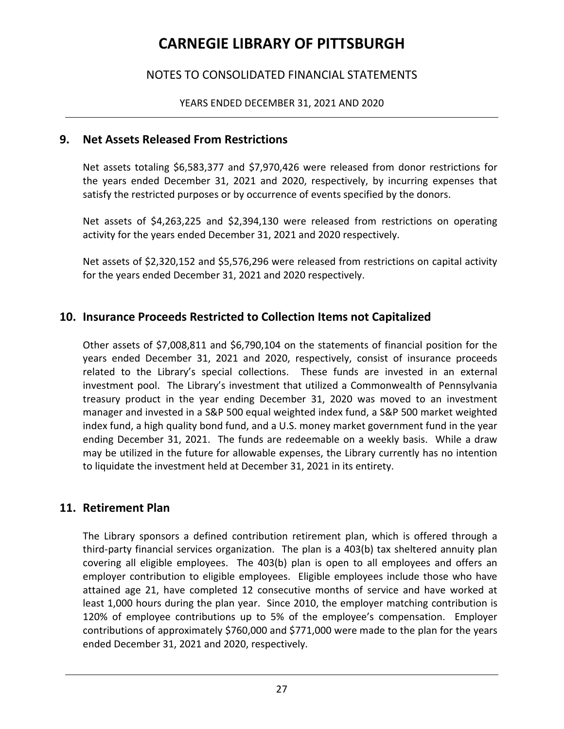## 9. Net Assets Released From Restrictions

Net assets totaling $6,583,377 and $7,970,426 were released from donor restrictions for the years ended December 31, 2021 and 2020, respectively, by incurring expenses that satisfy the restricted purposes or by occurrence of events specified by the donors.

Net assets of $4,263,225 and $2,394,130 were released from restrictions on operating activity for the years ended December 31, 2021 and 2020 respectively.

Net assets of $2,320,152 and $5,576,296 were released from restrictions on capital activity for the years ended December 31, 2021 and 2020 respectively.

## 10. Insurance Proceeds Restricted to Collection Items not Capitalized

Other assets of $7,008,811 and $6,790,104 on the statements of financial position for the years ended December 31, 2021 and 2020, respectively, consist of insurance proceeds related to the Library's special collections. These funds are invested in an external investment pool. The Library's investment that utilized a Commonwealth of Pennsylvania treasury product in the year ending December 31, 2020 was moved to an investment manager and invested in a S&P 500 equal weighted index fund, a S&P 500 market weighted index fund, a high quality bond fund, and a U.S. money market government fund in the year ending December 31, 2021. The funds are redeemable on a weekly basis. While a draw may be utilized in the future for allowable expenses, the Library currently has no intention to liquidate the investment held at December 31, 2021 in its entirety.

## 11. Retirement Plan

The Library sponsors a defined contribution retirement plan, which is offered through a third-party financial services organization. The plan is a 403(b) tax sheltered annuity plan covering all eligible employees. The 403(b) plan is open to all employees and offers an employer contribution to eligible employees. Eligible employees include those who have attained age 21, have completed 12 consecutive months of service and have worked at least 1,000 hours during the plan year. Since 2010, the employer matching contribution is 120% of employee contributions up to 5% of the employee's compensation. Employer contributions of approximately $760,000 and $771,000 were made to the plan for the years ended December 31, 2021 and 2020, respectively.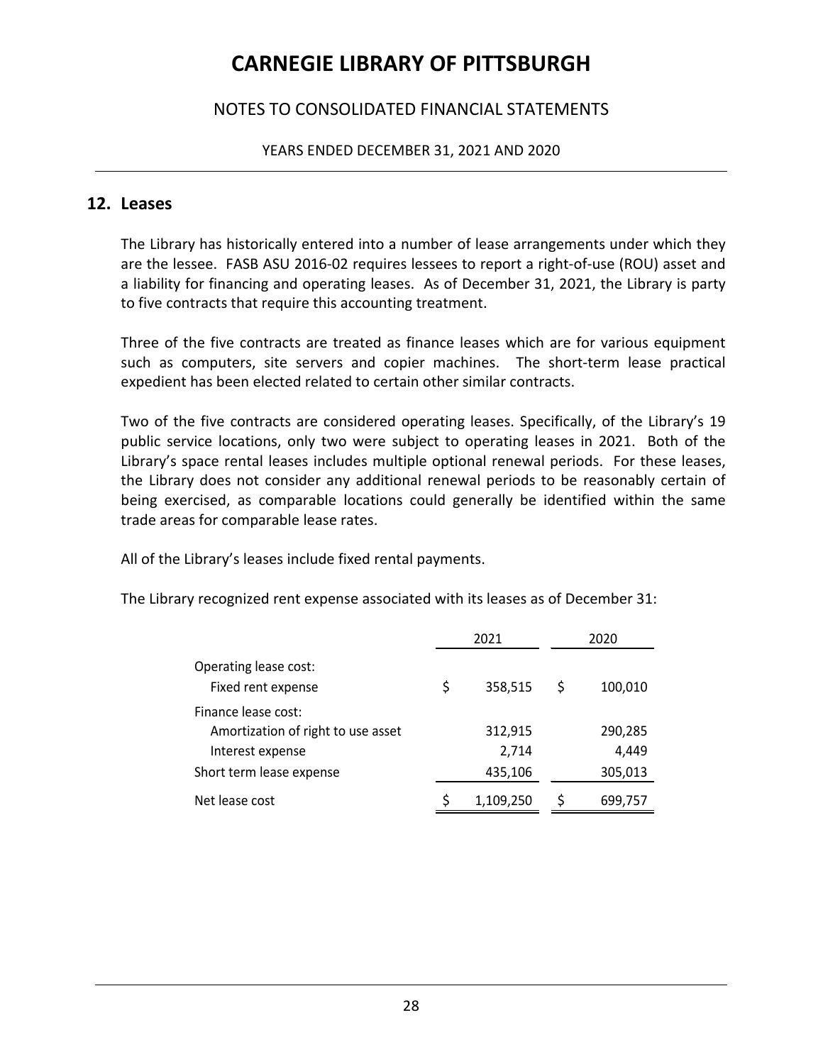# CARNEGIE LIBRARY OF PITTSBURGH

## NOTES TO CONSOLIDATED FINANCIAL STATEMENTS

YEARS ENDED DECEMBER 31, 2021 AND 2020

## 12. Leases

The Library has historically entered into a number of lease arrangements under which they are the lessee. FASB ASU 2016-02 requires lessees to report a right-of-use (ROU) asset and a liability for financing and operating leases. As of December 31, 2021, the Library is party to five contracts that require this accounting treatment.

Three of the five contracts are treated as finance leases which are for various equipment such as computers, site servers and copier machines. The short-term lease practical expedient has been elected related to certain other similar contracts.

Two of the five contracts are considered operating leases. Specifically, of the Library's 19 public service locations, only two were subject to operating leases in 2021. Both of the Library's space rental leases includes multiple optional renewal periods. For these leases, the Library does not consider any additional renewal periods to be reasonably certain of being exercised, as comparable locations could generally be identified within the same trade areas for comparable lease rates.

All of the Library's leases include fixed rental payments.

The Library recognized rent expense associated with its leases as of December 31:

| | 2021 | 2020 |
|---|---|---|
| Operating lease cost: | | |
| Fixed rent expense | $ 358,515 | $ 100,010 |
| Finance lease cost: | | |
| Amortization of right to use asset | 312,915 | 290,285 |
| Interest expense | 2,714 | 4,449 |
| Short term lease expense | 435,106 | 305,013 |
| Net lease cost | $ 1,109,250 | $ 699,757 |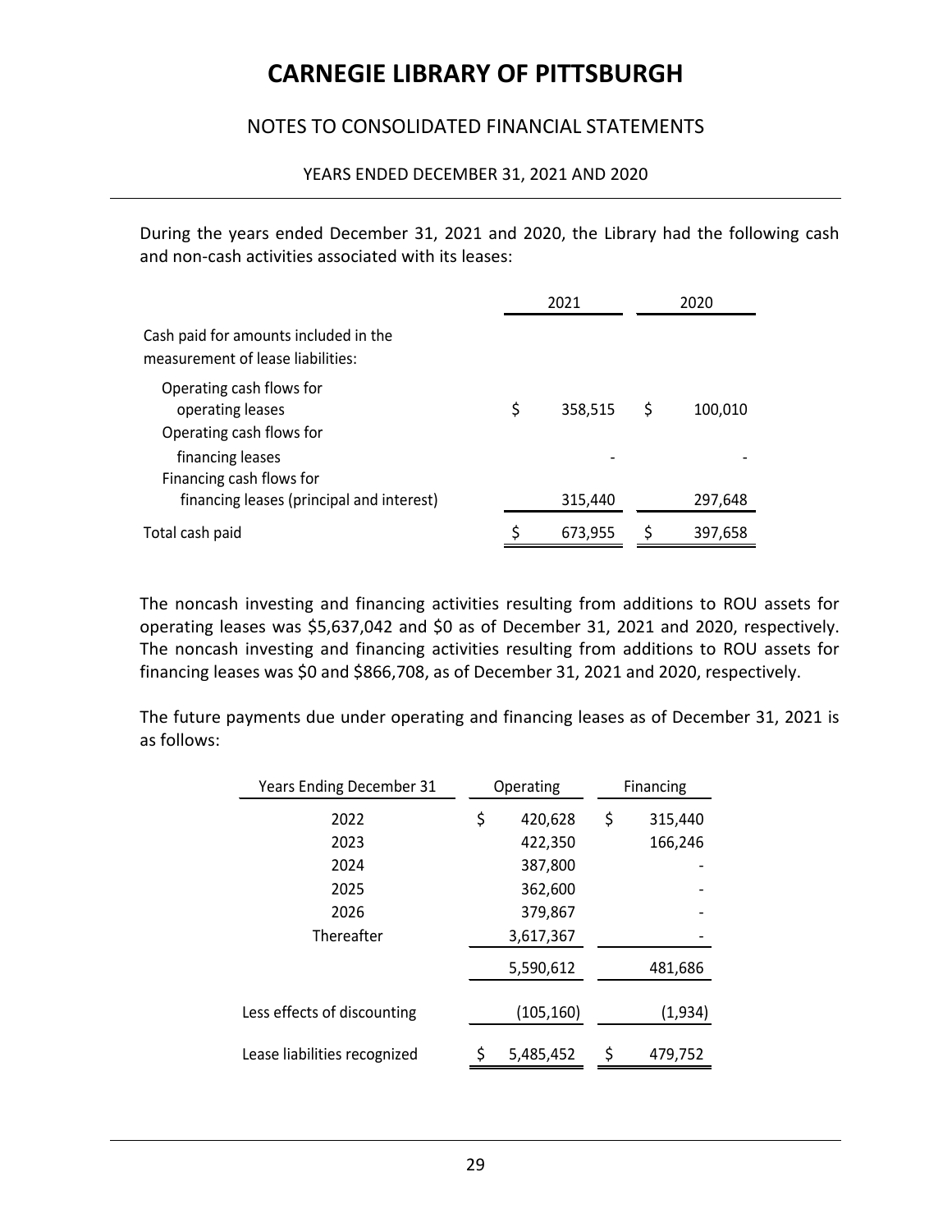During the years ended December 31, 2021 and 2020, the Library had the following cash and non-cash activities associated with its leases:

| | 2021 | 2020 |
|---|---|---|
| Cash paid for amounts included in the measurement of lease liabilities: | | |
| Operating cash flows for operating leases | $ 358,515 | $ 100,010 |
| Operating cash flows for financing leases | - | - |
| Financing cash flows for financing leases (principal and interest) | 315,440 | 297,648 |
| Total cash paid | $ 673,955 | $ 397,658 |

The noncash investing and financing activities resulting from additions to ROU assets for operating leases was $5,637,042 and $0 as of December 31, 2021 and 2020, respectively. The noncash investing and financing activities resulting from additions to ROU assets for financing leases was $0 and $866,708, as of December 31, 2021 and 2020, respectively.

The future payments due under operating and financing leases as of December 31, 2021 is as follows:

| Years Ending December 31 | Operating | Financing |
|---|---|---|
| 2022 | $ 420,628 | $ 315,440 |
| 2023 | 422,350 | 166,246 |
| 2024 | 387,800 | - |
| 2025 | 362,600 | - |
| 2026 | 379,867 | - |
| Thereafter | 3,617,367 | - |
| | 5,590,612 | 481,686 |
| Less effects of discounting | (105,160) | (1,934) |
| Lease liabilities recognized | $ 5,485,452 | $ 479,752 |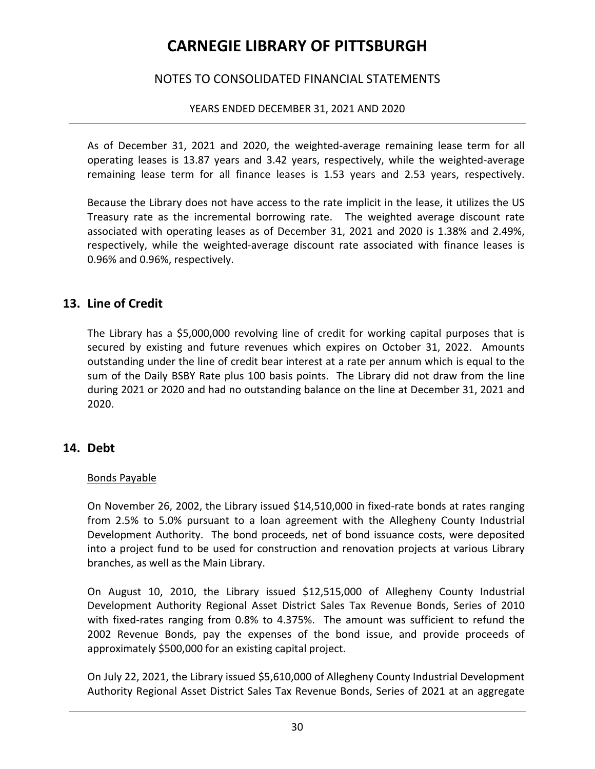As of December 31, 2021 and 2020, the weighted-average remaining lease term for all operating leases is 13.87 years and 3.42 years, respectively, while the weighted-average remaining lease term for all finance leases is 1.53 years and 2.53 years, respectively.

Because the Library does not have access to the rate implicit in the lease, it utilizes the US Treasury rate as the incremental borrowing rate. The weighted average discount rate associated with operating leases as of December 31, 2021 and 2020 is 1.38% and 2.49%, respectively, while the weighted-average discount rate associated with finance leases is 0.96% and 0.96%, respectively.

## 13. Line of Credit

The Library has a $5,000,000 revolving line of credit for working capital purposes that is secured by existing and future revenues which expires on October 31, 2022. Amounts outstanding under the line of credit bear interest at a rate per annum which is equal to the sum of the Daily BSBY Rate plus 100 basis points. The Library did not draw from the line during 2021 or 2020 and had no outstanding balance on the line at December 31, 2021 and 2020.

## 14. Debt

Bonds Payable

On November 26, 2002, the Library issued $14,510,000 in fixed-rate bonds at rates ranging from 2.5% to 5.0% pursuant to a loan agreement with the Allegheny County Industrial Development Authority. The bond proceeds, net of bond issuance costs, were deposited into a project fund to be used for construction and renovation projects at various Library branches, as well as the Main Library.

On August 10, 2010, the Library issued $12,515,000 of Allegheny County Industrial Development Authority Regional Asset District Sales Tax Revenue Bonds, Series of 2010 with fixed-rates ranging from 0.8% to 4.375%. The amount was sufficient to refund the 2002 Revenue Bonds, pay the expenses of the bond issue, and provide proceeds of approximately $500,000 for an existing capital project.

On July 22, 2021, the Library issued $5,610,000 of Allegheny County Industrial Development Authority Regional Asset District Sales Tax Revenue Bonds, Series of 2021 at an aggregate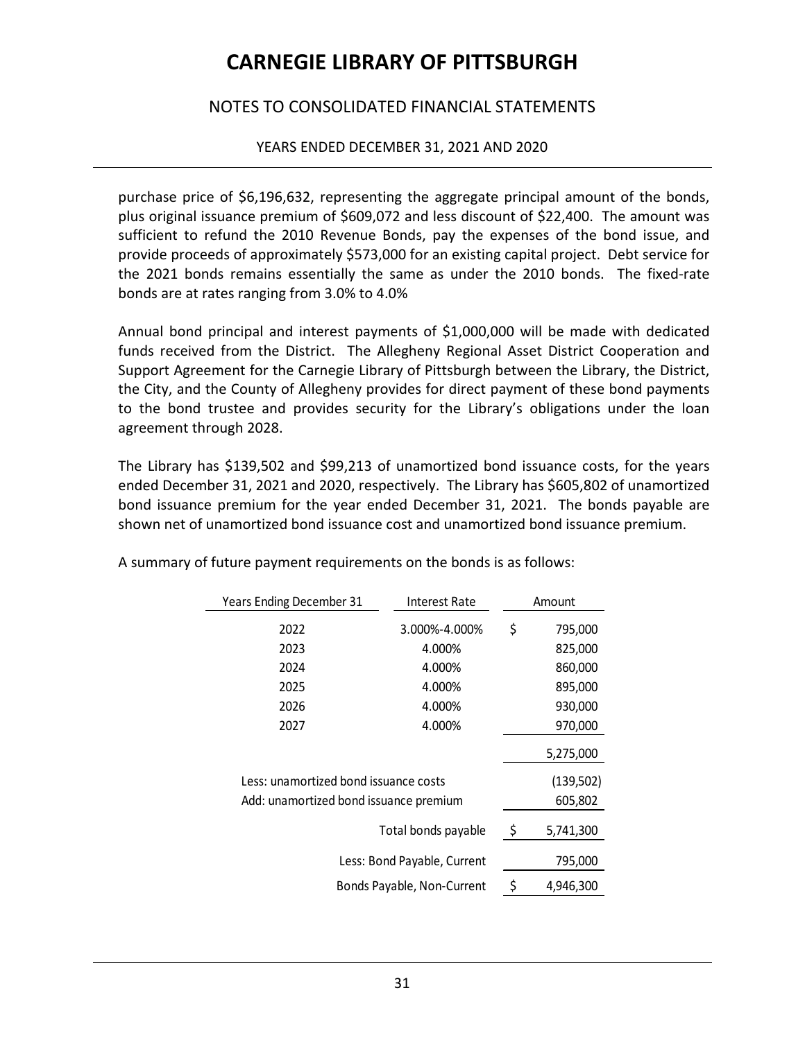purchase price of $6,196,632, representing the aggregate principal amount of the bonds, plus original issuance premium of $609,072 and less discount of $22,400. The amount was sufficient to refund the 2010 Revenue Bonds, pay the expenses of the bond issue, and provide proceeds of approximately $573,000 for an existing capital project. Debt service for the 2021 bonds remains essentially the same as under the 2010 bonds. The fixed-rate bonds are at rates ranging from 3.0% to 4.0%

Annual bond principal and interest payments of $1,000,000 will be made with dedicated funds received from the District. The Allegheny Regional Asset District Cooperation and Support Agreement for the Carnegie Library of Pittsburgh between the Library, the District, the City, and the County of Allegheny provides for direct payment of these bond payments to the bond trustee and provides security for the Library's obligations under the loan agreement through 2028.

The Library has $139,502 and $99,213 of unamortized bond issuance costs, for the years ended December 31, 2021 and 2020, respectively. The Library has $605,802 of unamortized bond issuance premium for the year ended December 31, 2021. The bonds payable are shown net of unamortized bond issuance cost and unamortized bond issuance premium.

A summary of future payment requirements on the bonds is as follows:

| Years Ending December 31 | Interest Rate | Amount |
|---|---|---|
| 2022 | 3.000%-4.000% | $ 795,000 |
| 2023 | 4.000% | 825,000 |
| 2024 | 4.000% | 860,000 |
| 2025 | 4.000% | 895,000 |
| 2026 | 4.000% | 930,000 |
| 2027 | 4.000% | 970,000 |
| | | 5,275,000 |
| Less: unamortized bond issuance costs | | (139,502) |
| Add: unamortized bond issuance premium | | 605,802 |
| | Total bonds payable | $ 5,741,300 |
| | Less: Bond Payable, Current | 795,000 |
| | Bonds Payable, Non-Current | $ 4,946,300 |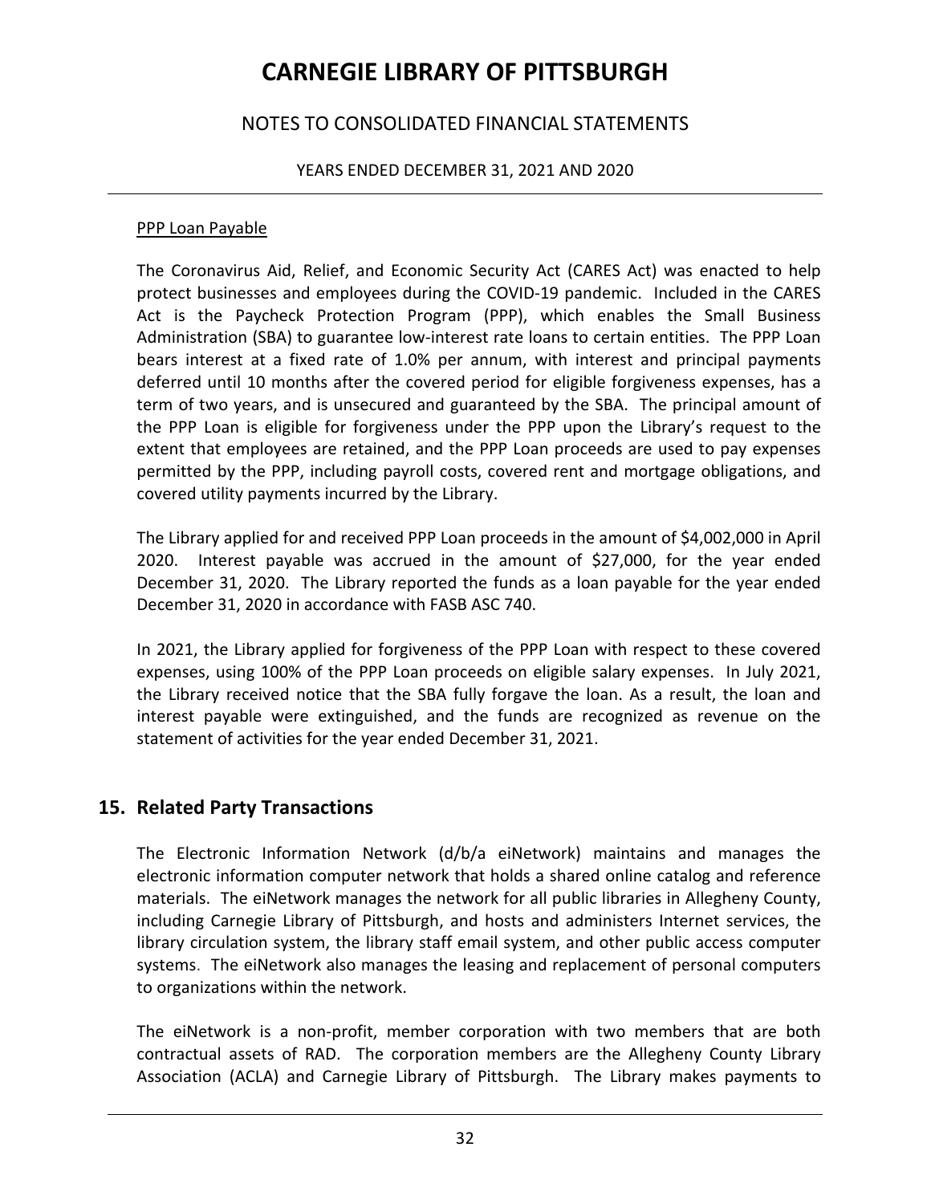PPP Loan Payable

The Coronavirus Aid, Relief, and Economic Security Act (CARES Act) was enacted to help protect businesses and employees during the COVID-19 pandemic. Included in the CARES Act is the Paycheck Protection Program (PPP), which enables the Small Business Administration (SBA) to guarantee low-interest rate loans to certain entities. The PPP Loan bears interest at a fixed rate of 1.0% per annum, with interest and principal payments deferred until 10 months after the covered period for eligible forgiveness expenses, has a term of two years, and is unsecured and guaranteed by the SBA. The principal amount of the PPP Loan is eligible for forgiveness under the PPP upon the Library's request to the extent that employees are retained, and the PPP Loan proceeds are used to pay expenses permitted by the PPP, including payroll costs, covered rent and mortgage obligations, and covered utility payments incurred by the Library.

The Library applied for and received PPP Loan proceeds in the amount of $4,002,000 in April 2020. Interest payable was accrued in the amount of $27,000, for the year ended December 31, 2020. The Library reported the funds as a loan payable for the year ended December 31, 2020 in accordance with FASB ASC 740.

In 2021, the Library applied for forgiveness of the PPP Loan with respect to these covered expenses, using 100% of the PPP Loan proceeds on eligible salary expenses. In July 2021, the Library received notice that the SBA fully forgave the loan. As a result, the loan and interest payable were extinguished, and the funds are recognized as revenue on the statement of activities for the year ended December 31, 2021.

## 15. Related Party Transactions

The Electronic Information Network (d/b/a eiNetwork) maintains and manages the electronic information computer network that holds a shared online catalog and reference materials. The eiNetwork manages the network for all public libraries in Allegheny County, including Carnegie Library of Pittsburgh, and hosts and administers Internet services, the library circulation system, the library staff email system, and other public access computer systems. The eiNetwork also manages the leasing and replacement of personal computers to organizations within the network.

The eiNetwork is a non-profit, member corporation with two members that are both contractual assets of RAD. The corporation members are the Allegheny County Library Association (ACLA) and Carnegie Library of Pittsburgh. The Library makes payments to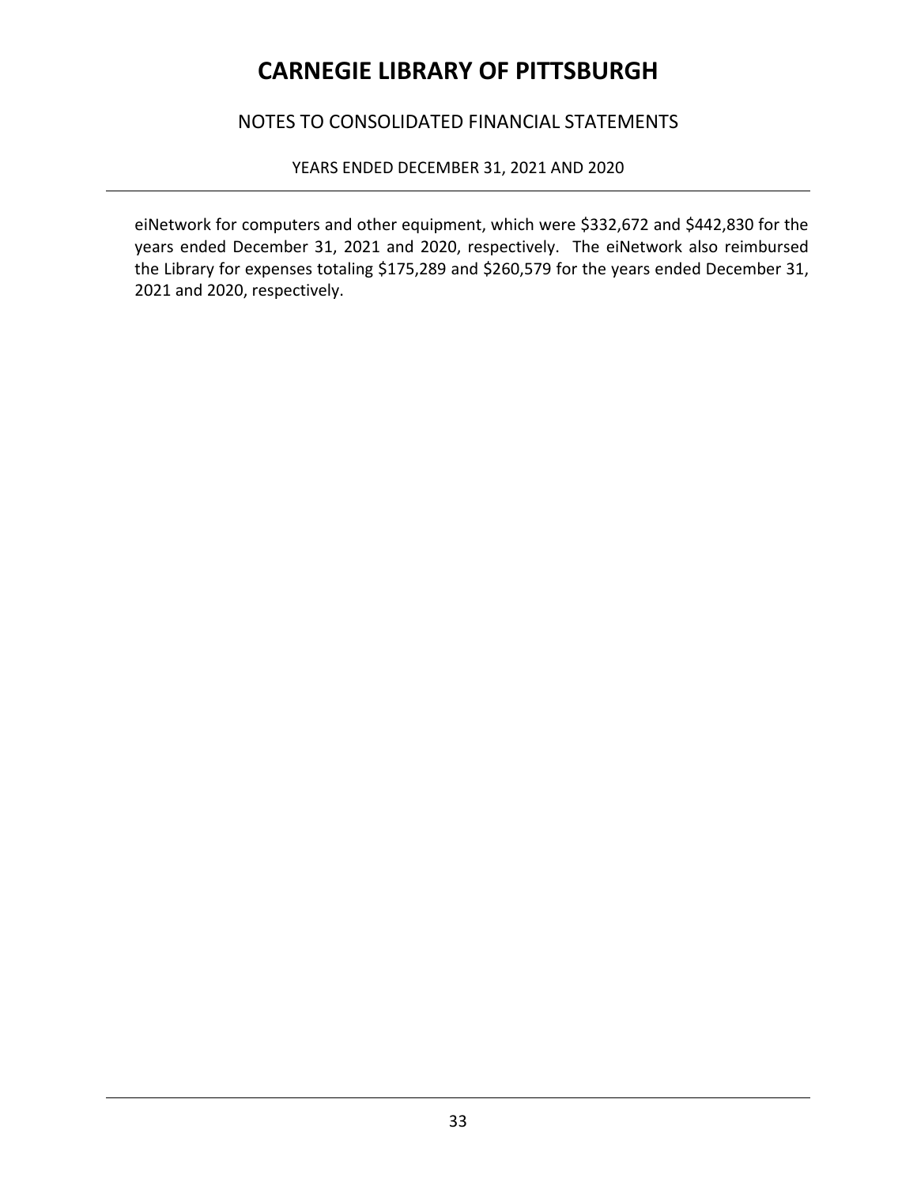eiNetwork for computers and other equipment, which were $332,672 and $442,830 for the years ended December 31, 2021 and 2020, respectively. The eiNetwork also reimbursed the Library for expenses totaling $175,289 and $260,579 for the years ended December 31, 2021 and 2020, respectively.